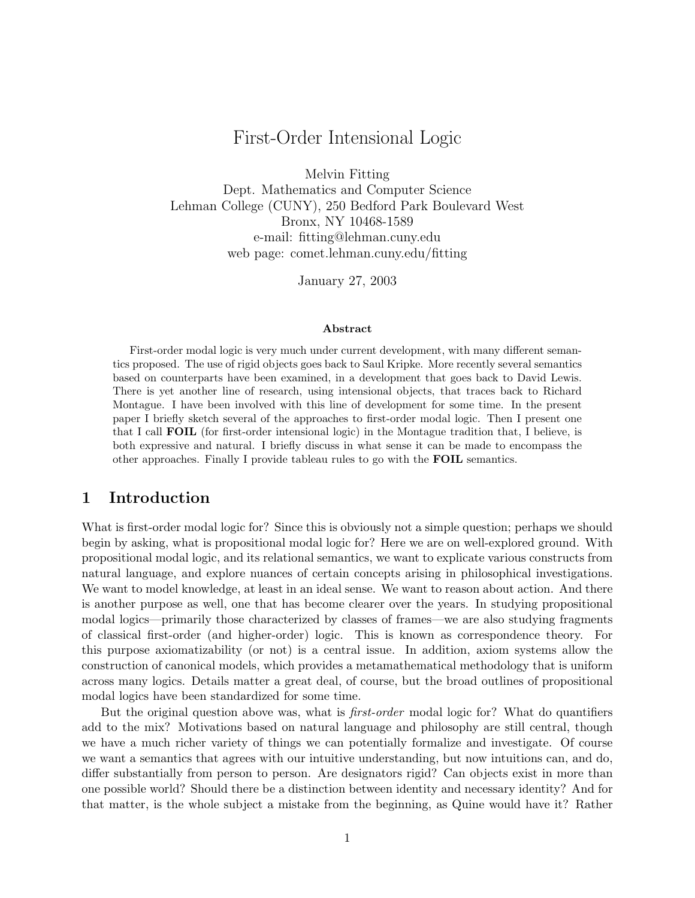# First-Order Intensional Logic

Melvin Fitting
Dept. Mathematics and Computer Science
Lehman College (CUNY), 250 Bedford Park Boulevard West
Bronx, NY 10468-1589
e-mail: fitting@lehman.cuny.edu
web page: comet.lehman.cuny.edu/fitting

January 27, 2003

### Abstract

First-order modal logic is very much under current development, with many different semantics proposed. The use of rigid objects goes back to Saul Kripke. More recently several semantics based on counterparts have been examined, in a development that goes back to David Lewis. There is yet another line of research, using intensional objects, that traces back to Richard Montague. I have been involved with this line of development for some time. In the present paper I briefly sketch several of the approaches to first-order modal logic. Then I present one that I call **FOIL** (for first-order intensional logic) in the Montague tradition that, I believe, is both expressive and natural. I briefly discuss in what sense it can be made to encompass the other approaches. Finally I provide tableau rules to go with the **FOIL** semantics.

## 1 Introduction

What is first-order modal logic for? Since this is obviously not a simple question; perhaps we should begin by asking, what is propositional modal logic for? Here we are on well-explored ground. With propositional modal logic, and its relational semantics, we want to explicate various constructs from natural language, and explore nuances of certain concepts arising in philosophical investigations. We want to model knowledge, at least in an ideal sense. We want to reason about action. And there is another purpose as well, one that has become clearer over the years. In studying propositional modal logics—primarily those characterized by classes of frames—we are also studying fragments of classical first-order (and higher-order) logic. This is known as correspondence theory. For this purpose axiomatizability (or not) is a central issue. In addition, axiom systems allow the construction of canonical models, which provides a metamathematical methodology that is uniform across many logics. Details matter a great deal, of course, but the broad outlines of propositional modal logics have been standardized for some time.

But the original question above was, what is *first-order* modal logic for? What do quantifiers add to the mix? Motivations based on natural language and philosophy are still central, though we have a much richer variety of things we can potentially formalize and investigate. Of course we want a semantics that agrees with our intuitive understanding, but now intuitions can, and do, differ substantially from person to person. Are designators rigid? Can objects exist in more than one possible world? Should there be a distinction between identity and necessary identity? And for that matter, is the whole subject a mistake from the beginning, as Quine would have it? Rather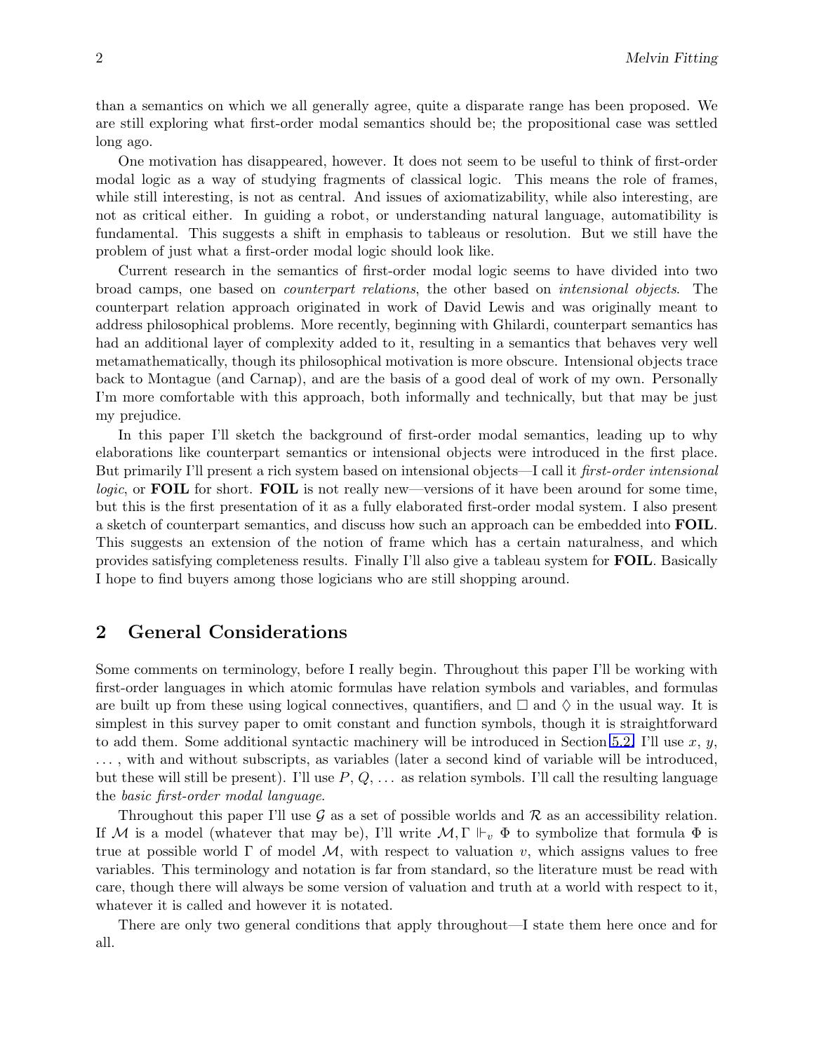than a semantics on which we all generally agree, quite a disparate range has been proposed. We are still exploring what first-order modal semantics should be; the propositional case was settled long ago.

One motivation has disappeared, however. It does not seem to be useful to think of first-order modal logic as a way of studying fragments of classical logic. This means the role of frames, while still interesting, is not as central. And issues of axiomatizability, while also interesting, are not as critical either. In guiding a robot, or understanding natural language, automatibility is fundamental. This suggests a shift in emphasis to tableaus or resolution. But we still have the problem of just what a first-order modal logic should look like.

Current research in the semantics of first-order modal logic seems to have divided into two broad camps, one based on *counterpart relations*, the other based on *intensional objects*. The counterpart relation approach originated in work of David Lewis and was originally meant to address philosophical problems. More recently, beginning with Ghilardi, counterpart semantics has had an additional layer of complexity added to it, resulting in a semantics that behaves very well metamathematically, though its philosophical motivation is more obscure. Intensional objects trace back to Montague (and Carnap), and are the basis of a good deal of work of my own. Personally I'm more comfortable with this approach, both informally and technically, but that may be just my prejudice.

In this paper I'll sketch the background of first-order modal semantics, leading up to why elaborations like counterpart semantics or intensional objects were introduced in the first place. But primarily I'll present a rich system based on intensional objects—I call it *first-order intensional logic*, or **FOIL** for short. **FOIL** is not really new—versions of it have been around for some time, but this is the first presentation of it as a fully elaborated first-order modal system. I also present a sketch of counterpart semantics, and discuss how such an approach can be embedded into **FOIL**. This suggests an extension of the notion of frame which has a certain naturalness, and which provides satisfying completeness results. Finally I'll also give a tableau system for **FOIL**. Basically I hope to find buyers among those logicians who are still shopping around.

## 2 General Considerations

Some comments on terminology, before I really begin. Throughout this paper I'll be working with first-order languages in which atomic formulas have relation symbols and variables, and formulas are built up from these using logical connectives, quantifiers, and $\Box$ and $\Diamond$ in the usual way. It is simplest in this survey paper to omit constant and function symbols, though it is straightforward to add them. Some additional syntactic machinery will be introduced in Section 5.2. I'll use $x$, $y$, ..., with and without subscripts, as variables (later a second kind of variable will be introduced, but these will still be present). I'll use $P$, $Q$, ... as relation symbols. I'll call the resulting language the *basic first-order modal language*.

Throughout this paper I'll use $\mathcal{G}$ as a set of possible worlds and $\mathcal{R}$ as an accessibility relation. If $\mathcal{M}$ is a model (whatever that may be), I'll write $\mathcal{M}, \Gamma \Vdash_v \Phi$ to symbolize that formula $\Phi$ is true at possible world $\Gamma$ of model $\mathcal{M}$, with respect to valuation $v$, which assigns values to free variables. This terminology and notation is far from standard, so the literature must be read with care, though there will always be some version of valuation and truth at a world with respect to it, whatever it is called and however it is notated.

There are only two general conditions that apply throughout—I state them here once and for all.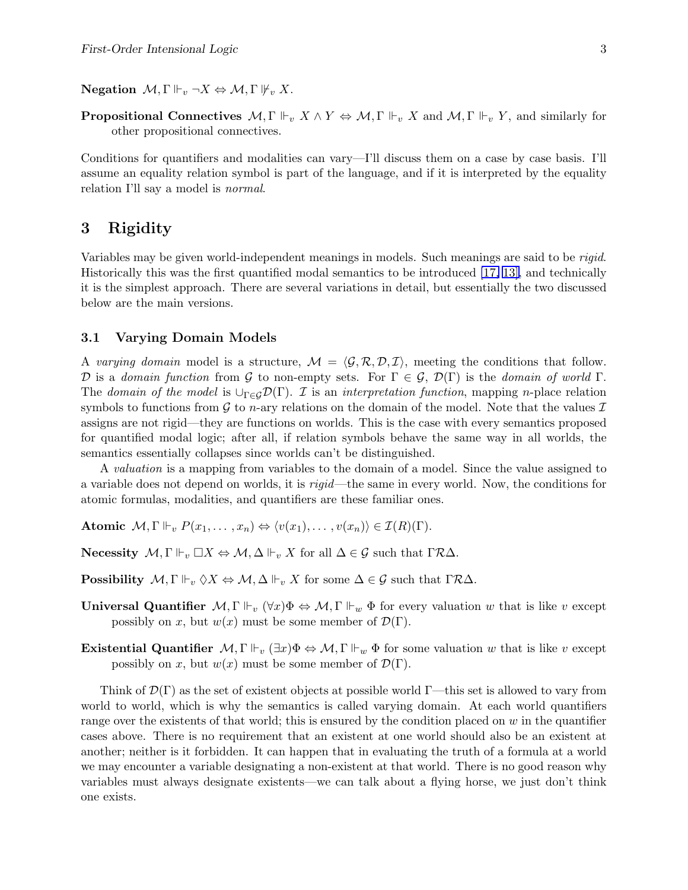**Negation** $\mathcal{M}, \Gamma \Vdash_v \neg X \Leftrightarrow \mathcal{M}, \Gamma \not\Vdash_v X$.

**Propositional Connectives** $\mathcal{M}, \Gamma \Vdash_v X \wedge Y \Leftrightarrow \mathcal{M}, \Gamma \Vdash_v X$ and $\mathcal{M}, \Gamma \Vdash_v Y$, and similarly for other propositional connectives.

Conditions for quantifiers and modalities can vary—I'll discuss them on a case by case basis. I'll assume an equality relation symbol is part of the language, and if it is interpreted by the equality relation I'll say a model is *normal*.

# 3 Rigidity

Variables may be given world-independent meanings in models. Such meanings are said to be *rigid*. Historically this was the first quantified modal semantics to be introduced [17, 13], and technically it is the simplest approach. There are several variations in detail, but essentially the two discussed below are the main versions.

## 3.1 Varying Domain Models

A *varying domain* model is a structure, $\mathcal{M} = \langle \mathcal{G}, \mathcal{R}, \mathcal{D}, \mathcal{I} \rangle$, meeting the conditions that follow. $\mathcal{D}$ is a *domain function* from $\mathcal{G}$ to non-empty sets. For $\Gamma \in \mathcal{G}$, $\mathcal{D}(\Gamma)$ is the *domain of world* $\Gamma$. The *domain of the model* is $\cup_{\Gamma \in \mathcal{G}} \mathcal{D}(\Gamma)$. $\mathcal{I}$ is an *interpretation function*, mapping $n$-place relation symbols to functions from $\mathcal{G}$ to $n$-ary relations on the domain of the model. Note that the values $\mathcal{I}$ assigns are not rigid—they are functions on worlds. This is the case with every semantics proposed for quantified modal logic; after all, if relation symbols behave the same way in all worlds, the semantics essentially collapses since worlds can't be distinguished.

A *valuation* is a mapping from variables to the domain of a model. Since the value assigned to a variable does not depend on worlds, it is *rigid*—the same in every world. Now, the conditions for atomic formulas, modalities, and quantifiers are these familiar ones.

**Atomic** $\mathcal{M}, \Gamma \Vdash_v P(x_1, \ldots, x_n) \Leftrightarrow \langle v(x_1), \ldots, v(x_n) \rangle \in \mathcal{I}(R)(\Gamma)$.

**Necessity** $\mathcal{M}, \Gamma \Vdash_v \Box X \Leftrightarrow \mathcal{M}, \Delta \Vdash_v X$ for all $\Delta \in \mathcal{G}$ such that $\Gamma \mathcal{R} \Delta$.

**Possibility** $\mathcal{M}, \Gamma \Vdash_v \Diamond X \Leftrightarrow \mathcal{M}, \Delta \Vdash_v X$ for some $\Delta \in \mathcal{G}$ such that $\Gamma \mathcal{R} \Delta$.

**Universal Quantifier** $\mathcal{M}, \Gamma \Vdash_v (\forall x)\Phi \Leftrightarrow \mathcal{M}, \Gamma \Vdash_w \Phi$ for every valuation $w$ that is like $v$ except possibly on $x$, but $w(x)$ must be some member of $\mathcal{D}(\Gamma)$.

**Existential Quantifier** $\mathcal{M}, \Gamma \Vdash_v (\exists x)\Phi \Leftrightarrow \mathcal{M}, \Gamma \Vdash_w \Phi$ for some valuation $w$ that is like $v$ except possibly on $x$, but $w(x)$ must be some member of $\mathcal{D}(\Gamma)$.

Think of $\mathcal{D}(\Gamma)$ as the set of existent objects at possible world $\Gamma$—this set is allowed to vary from world to world, which is why the semantics is called varying domain. At each world quantifiers range over the existents of that world; this is ensured by the condition placed on $w$ in the quantifier cases above. There is no requirement that an existent at one world should also be an existent at another; neither is it forbidden. It can happen that in evaluating the truth of a formula at a world we may encounter a variable designating a non-existent at that world. There is no good reason why variables must always designate existents—we can talk about a flying horse, we just don't think one exists.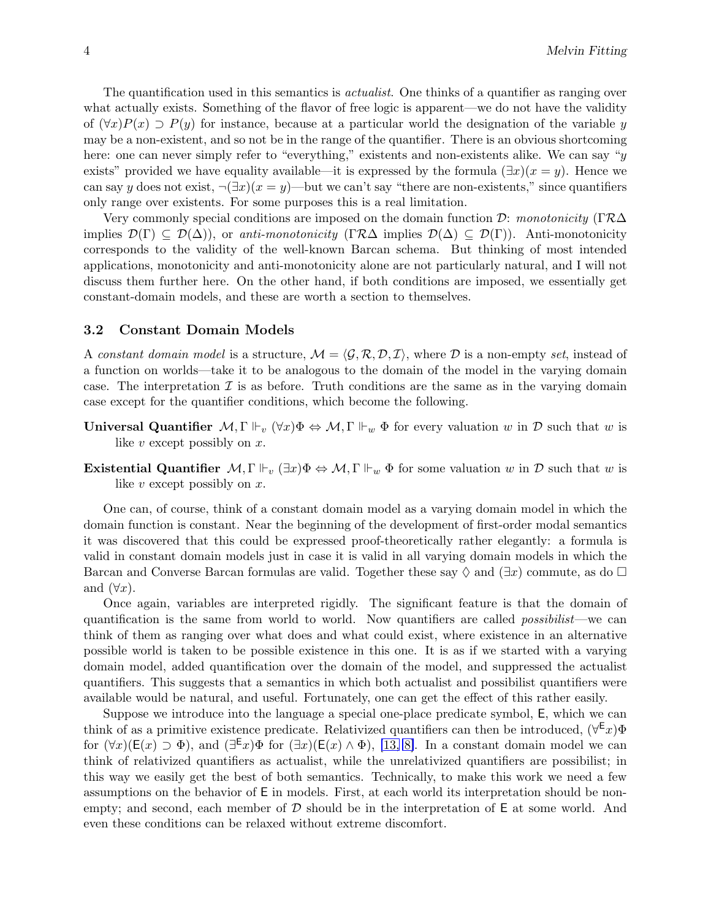The quantification used in this semantics is *actualist*. One thinks of a quantifier as ranging over what actually exists. Something of the flavor of free logic is apparent—we do not have the validity of $(\forall x)P(x) \supset P(y)$ for instance, because at a particular world the designation of the variable $y$ may be a non-existent, and so not be in the range of the quantifier. There is an obvious shortcoming here: one can never simply refer to "everything," existents and non-existents alike. We can say "$y$ exists" provided we have equality available—it is expressed by the formula $(\exists x)(x = y)$. Hence we can say $y$ does not exist, $\neg(\exists x)(x = y)$—but we can't say "there are non-existents," since quantifiers only range over existents. For some purposes this is a real limitation.

Very commonly special conditions are imposed on the domain function $\mathcal{D}$: *monotonicity* ($\Gamma\mathcal{R}\Delta$ implies $\mathcal{D}(\Gamma) \subseteq \mathcal{D}(\Delta)$), or *anti-monotonicity* ($\Gamma\mathcal{R}\Delta$ implies $\mathcal{D}(\Delta) \subseteq \mathcal{D}(\Gamma)$). Anti-monotonicity corresponds to the validity of the well-known Barcan schema. But thinking of most intended applications, monotonicity and anti-monotonicity alone are not particularly natural, and I will not discuss them further here. On the other hand, if both conditions are imposed, we essentially get constant-domain models, and these are worth a section to themselves.

### 3.2 Constant Domain Models

A *constant domain model* is a structure, $\mathcal{M} = \langle \mathcal{G}, \mathcal{R}, \mathcal{D}, \mathcal{I} \rangle$, where $\mathcal{D}$ is a non-empty *set*, instead of a function on worlds—take it to be analogous to the domain of the model in the varying domain case. The interpretation $\mathcal{I}$ is as before. Truth conditions are the same as in the varying domain case except for the quantifier conditions, which become the following.

**Universal Quantifier** $\mathcal{M}, \Gamma \Vdash_v (\forall x)\Phi \Leftrightarrow \mathcal{M}, \Gamma \Vdash_w \Phi$ for every valuation $w$ in $\mathcal{D}$ such that $w$ is like $v$ except possibly on $x$.

**Existential Quantifier** $\mathcal{M}, \Gamma \Vdash_v (\exists x)\Phi \Leftrightarrow \mathcal{M}, \Gamma \Vdash_w \Phi$ for some valuation $w$ in $\mathcal{D}$ such that $w$ is like $v$ except possibly on $x$.

One can, of course, think of a constant domain model as a varying domain model in which the domain function is constant. Near the beginning of the development of first-order modal semantics it was discovered that this could be expressed proof-theoretically rather elegantly: a formula is valid in constant domain models just in case it is valid in all varying domain models in which the Barcan and Converse Barcan formulas are valid. Together these say $\Diamond$ and $(\exists x)$ commute, as do $\Box$ and $(\forall x)$.

Once again, variables are interpreted rigidly. The significant feature is that the domain of quantification is the same from world to world. Now quantifiers are called *possibilist*—we can think of them as ranging over what does and what could exist, where existence in an alternative possible world is taken to be possible existence in this one. It is as if we started with a varying domain model, added quantification over the domain of the model, and suppressed the actualist quantifiers. This suggests that a semantics in which both actualist and possibilist quantifiers were available would be natural, and useful. Fortunately, one can get the effect of this rather easily.

Suppose we introduce into the language a special one-place predicate symbol, $\mathsf{E}$, which we can think of as a primitive existence predicate. Relativized quantifiers can then be introduced, $(\forall^{\mathsf{E}} x)\Phi$ for $(\forall x)(\mathsf{E}(x) \supset \Phi)$, and $(\exists^{\mathsf{E}} x)\Phi$ for $(\exists x)(\mathsf{E}(x) \wedge \Phi)$, [13, 8]. In a constant domain model we can think of relativized quantifiers as actualist, while the unrelativized quantifiers are possibilist; in this way we easily get the best of both semantics. Technically, to make this work we need a few assumptions on the behavior of $\mathsf{E}$ in models. First, at each world its interpretation should be non-empty; and second, each member of $\mathcal{D}$ should be in the interpretation of $\mathsf{E}$ at some world. And even these conditions can be relaxed without extreme discomfort.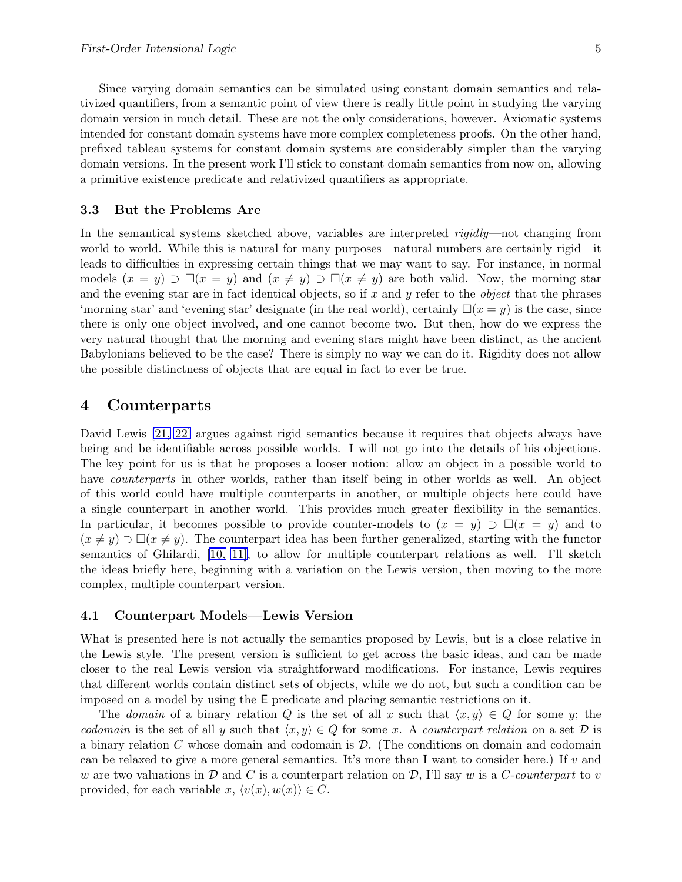Since varying domain semantics can be simulated using constant domain semantics and relativized quantifiers, from a semantic point of view there is really little point in studying the varying domain version in much detail. These are not the only considerations, however. Axiomatic systems intended for constant domain systems have more complex completeness proofs. On the other hand, prefixed tableau systems for constant domain systems are considerably simpler than the varying domain versions. In the present work I'll stick to constant domain semantics from now on, allowing a primitive existence predicate and relativized quantifiers as appropriate.

### 3.3 But the Problems Are

In the semantical systems sketched above, variables are interpreted *rigidly*—not changing from world to world. While this is natural for many purposes—natural numbers are certainly rigid—it leads to difficulties in expressing certain things that we may want to say. For instance, in normal models $(x = y) \supset \Box(x = y)$ and $(x \neq y) \supset \Box(x \neq y)$ are both valid. Now, the morning star and the evening star are in fact identical objects, so if $x$ and $y$ refer to the *object* that the phrases 'morning star' and 'evening star' designate (in the real world), certainly $\Box(x = y)$ is the case, since there is only one object involved, and one cannot become two. But then, how do we express the very natural thought that the morning and evening stars might have been distinct, as the ancient Babylonians believed to be the case? There is simply no way we can do it. Rigidity does not allow the possible distinctness of objects that are equal in fact to ever be true.

## 4 Counterparts

David Lewis [21, 22] argues against rigid semantics because it requires that objects always have being and be identifiable across possible worlds. I will not go into the details of his objections. The key point for us is that he proposes a looser notion: allow an object in a possible world to have *counterparts* in other worlds, rather than itself being in other worlds as well. An object of this world could have multiple counterparts in another, or multiple objects here could have a single counterpart in another world. This provides much greater flexibility in the semantics. In particular, it becomes possible to provide counter-models to $(x = y) \supset \Box(x = y)$ and to $(x \neq y) \supset \Box(x \neq y)$. The counterpart idea has been further generalized, starting with the functor semantics of Ghilardi, [10, 11], to allow for multiple counterpart relations as well. I'll sketch the ideas briefly here, beginning with a variation on the Lewis version, then moving to the more complex, multiple counterpart version.

### 4.1 Counterpart Models—Lewis Version

What is presented here is not actually the semantics proposed by Lewis, but is a close relative in the Lewis style. The present version is sufficient to get across the basic ideas, and can be made closer to the real Lewis version via straightforward modifications. For instance, Lewis requires that different worlds contain distinct sets of objects, while we do not, but such a condition can be imposed on a model by using the $\mathsf{E}$ predicate and placing semantic restrictions on it.

The *domain* of a binary relation $Q$ is the set of all $x$ such that $\langle x, y\rangle \in Q$ for some $y$; the *codomain* is the set of all $y$ such that $\langle x, y\rangle \in Q$ for some $x$. A *counterpart relation* on a set $\mathcal{D}$ is a binary relation $C$ whose domain and codomain is $\mathcal{D}$. (The conditions on domain and codomain can be relaxed to give a more general semantics. It's more than I want to consider here.) If $v$ and $w$ are two valuations in $\mathcal{D}$ and $C$ is a counterpart relation on $\mathcal{D}$, I'll say $w$ is a *$C$-counterpart* to $v$ provided, for each variable $x$, $\langle v(x), w(x)\rangle \in C$.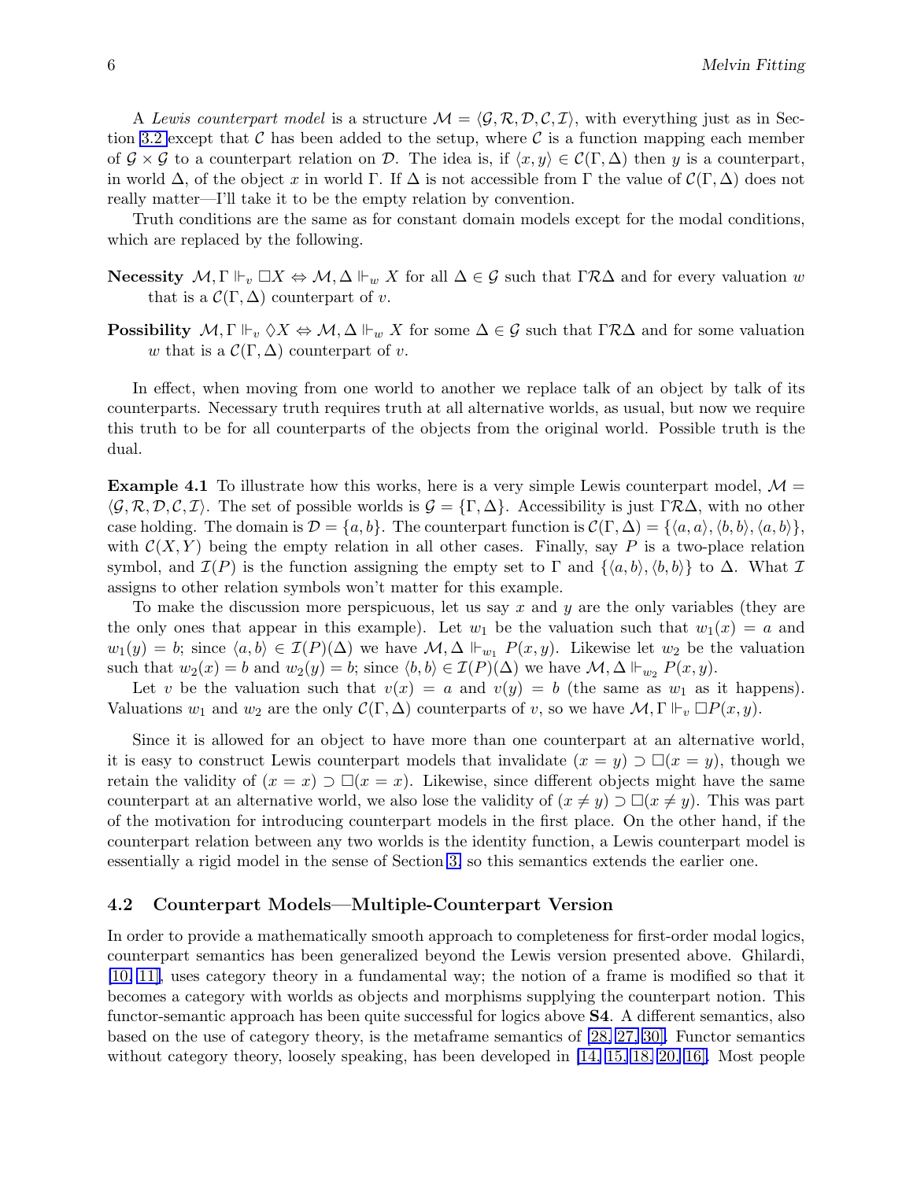A *Lewis counterpart model* is a structure $\mathcal{M} = \langle \mathcal{G}, \mathcal{R}, \mathcal{D}, \mathcal{C}, \mathcal{I} \rangle$, with everything just as in Section 3.2 except that $\mathcal{C}$ has been added to the setup, where $\mathcal{C}$ is a function mapping each member of $\mathcal{G} \times \mathcal{G}$ to a counterpart relation on $\mathcal{D}$. The idea is, if $\langle x, y \rangle \in \mathcal{C}(\Gamma, \Delta)$ then $y$ is a counterpart, in world $\Delta$, of the object $x$ in world $\Gamma$. If $\Delta$ is not accessible from $\Gamma$ the value of $\mathcal{C}(\Gamma, \Delta)$ does not really matter—I'll take it to be the empty relation by convention.

Truth conditions are the same as for constant domain models except for the modal conditions, which are replaced by the following.

**Necessity** $\mathcal{M}, \Gamma \Vdash_v \Box X \Leftrightarrow \mathcal{M}, \Delta \Vdash_w X$ for all $\Delta \in \mathcal{G}$ such that $\Gamma \mathcal{R} \Delta$ and for every valuation $w$ that is a $\mathcal{C}(\Gamma, \Delta)$ counterpart of $v$.

**Possibility** $\mathcal{M}, \Gamma \Vdash_v \Diamond X \Leftrightarrow \mathcal{M}, \Delta \Vdash_w X$ for some $\Delta \in \mathcal{G}$ such that $\Gamma \mathcal{R} \Delta$ and for some valuation $w$ that is a $\mathcal{C}(\Gamma, \Delta)$ counterpart of $v$.

In effect, when moving from one world to another we replace talk of an object by talk of its counterparts. Necessary truth requires truth at all alternative worlds, as usual, but now we require this truth to be for all counterparts of the objects from the original world. Possible truth is the dual.

**Example 4.1** To illustrate how this works, here is a very simple Lewis counterpart model, $\mathcal{M} = \langle \mathcal{G}, \mathcal{R}, \mathcal{D}, \mathcal{C}, \mathcal{I} \rangle$. The set of possible worlds is $\mathcal{G} = \{\Gamma, \Delta\}$. Accessibility is just $\Gamma \mathcal{R} \Delta$, with no other case holding. The domain is $\mathcal{D} = \{a, b\}$. The counterpart function is $\mathcal{C}(\Gamma, \Delta) = \{\langle a, a \rangle, \langle b, b \rangle, \langle a, b \rangle\}$, with $\mathcal{C}(X, Y)$ being the empty relation in all other cases. Finally, say $P$ is a two-place relation symbol, and $\mathcal{I}(P)$ is the function assigning the empty set to $\Gamma$ and $\{\langle a, b \rangle, \langle b, b \rangle\}$ to $\Delta$. What $\mathcal{I}$ assigns to other relation symbols won't matter for this example.

To make the discussion more perspicuous, let us say $x$ and $y$ are the only variables (they are the only ones that appear in this example). Let $w_1$ be the valuation such that $w_1(x) = a$ and $w_1(y) = b$; since $\langle a, b \rangle \in \mathcal{I}(P)(\Delta)$ we have $\mathcal{M}, \Delta \Vdash_{w_1} P(x, y)$. Likewise let $w_2$ be the valuation such that $w_2(x) = b$ and $w_2(y) = b$; since $\langle b, b \rangle \in \mathcal{I}(P)(\Delta)$ we have $\mathcal{M}, \Delta \Vdash_{w_2} P(x, y)$.

Let $v$ be the valuation such that $v(x) = a$ and $v(y) = b$ (the same as $w_1$ as it happens). Valuations $w_1$ and $w_2$ are the only $\mathcal{C}(\Gamma, \Delta)$ counterparts of $v$, so we have $\mathcal{M}, \Gamma \Vdash_v \Box P(x, y)$.

Since it is allowed for an object to have more than one counterpart at an alternative world, it is easy to construct Lewis counterpart models that invalidate $(x = y) \supset \Box(x = y)$, though we retain the validity of $(x = x) \supset \Box(x = x)$. Likewise, since different objects might have the same counterpart at an alternative world, we also lose the validity of $(x \neq y) \supset \Box(x \neq y)$. This was part of the motivation for introducing counterpart models in the first place. On the other hand, if the counterpart relation between any two worlds is the identity function, a Lewis counterpart model is essentially a rigid model in the sense of Section 3, so this semantics extends the earlier one.

### 4.2 Counterpart Models—Multiple-Counterpart Version

In order to provide a mathematically smooth approach to completeness for first-order modal logics, counterpart semantics has been generalized beyond the Lewis version presented above. Ghilardi, [10, 11], uses category theory in a fundamental way; the notion of a frame is modified so that it becomes a category with worlds as objects and morphisms supplying the counterpart notion. This functor-semantic approach has been quite successful for logics above **S4**. A different semantics, also based on the use of category theory, is the metaframe semantics of [28, 27, 30]. Functor semantics without category theory, loosely speaking, has been developed in [14, 15, 18, 20, 16]. Most people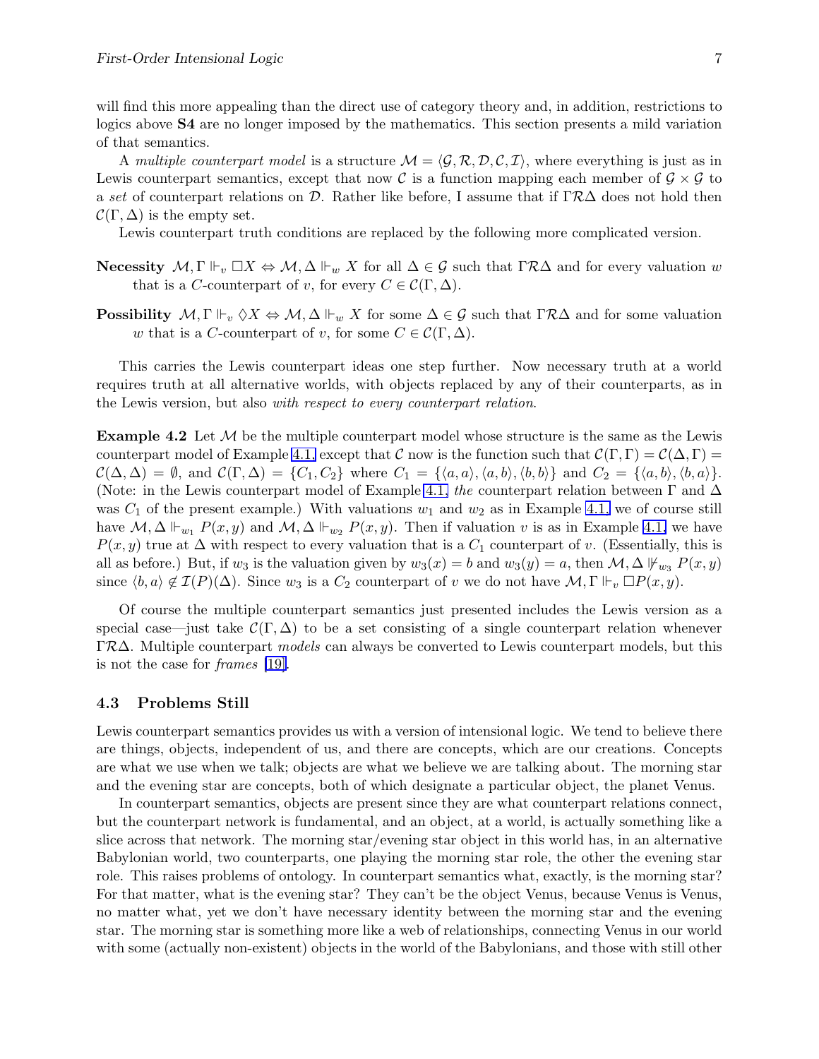will find this more appealing than the direct use of category theory and, in addition, restrictions to logics above **S4** are no longer imposed by the mathematics. This section presents a mild variation of that semantics.

A *multiple counterpart model* is a structure $\mathcal{M} = \langle \mathcal{G}, \mathcal{R}, \mathcal{D}, \mathcal{C}, \mathcal{I} \rangle$, where everything is just as in Lewis counterpart semantics, except that now $\mathcal{C}$ is a function mapping each member of $\mathcal{G} \times \mathcal{G}$ to a *set* of counterpart relations on $\mathcal{D}$. Rather like before, I assume that if $\Gamma \mathcal{R} \Delta$ does not hold then $\mathcal{C}(\Gamma, \Delta)$ is the empty set.

Lewis counterpart truth conditions are replaced by the following more complicated version.

**Necessity** $\mathcal{M}, \Gamma \Vdash_v \Box X \Leftrightarrow \mathcal{M}, \Delta \Vdash_w X$ for all $\Delta \in \mathcal{G}$ such that $\Gamma \mathcal{R} \Delta$ and for every valuation $w$ that is a $C$-counterpart of $v$, for every $C \in \mathcal{C}(\Gamma, \Delta)$.

**Possibility** $\mathcal{M}, \Gamma \Vdash_v \Diamond X \Leftrightarrow \mathcal{M}, \Delta \Vdash_w X$ for some $\Delta \in \mathcal{G}$ such that $\Gamma \mathcal{R} \Delta$ and for some valuation $w$ that is a $C$-counterpart of $v$, for some $C \in \mathcal{C}(\Gamma, \Delta)$.

This carries the Lewis counterpart ideas one step further. Now necessary truth at a world requires truth at all alternative worlds, with objects replaced by any of their counterparts, as in the Lewis version, but also *with respect to every counterpart relation*.

**Example 4.2** Let $\mathcal{M}$ be the multiple counterpart model whose structure is the same as the Lewis counterpart model of Example 4.1, except that $\mathcal{C}$ now is the function such that $\mathcal{C}(\Gamma, \Gamma) = \mathcal{C}(\Delta, \Gamma) = \mathcal{C}(\Delta, \Delta) = \emptyset$, and $\mathcal{C}(\Gamma, \Delta) = \{C_1, C_2\}$ where $C_1 = \{\langle a, a \rangle, \langle a, b \rangle, \langle b, b \rangle\}$ and $C_2 = \{\langle a, b \rangle, \langle b, a \rangle\}$. (Note: in the Lewis counterpart model of Example 4.1, *the* counterpart relation between $\Gamma$ and $\Delta$ was $C_1$ of the present example.) With valuations $w_1$ and $w_2$ as in Example 4.1, we of course still have $\mathcal{M}, \Delta \Vdash_{w_1} P(x, y)$ and $\mathcal{M}, \Delta \Vdash_{w_2} P(x, y)$. Then if valuation $v$ is as in Example 4.1, we have $P(x, y)$ true at $\Delta$ with respect to every valuation that is a $C_1$ counterpart of $v$. (Essentially, this is all as before.) But, if $w_3$ is the valuation given by $w_3(x) = b$ and $w_3(y) = a$, then $\mathcal{M}, \Delta \not\Vdash_{w_3} P(x, y)$ since $\langle b, a \rangle \notin \mathcal{I}(P)(\Delta)$. Since $w_3$ is a $C_2$ counterpart of $v$ we do not have $\mathcal{M}, \Gamma \Vdash_v \Box P(x, y)$.

Of course the multiple counterpart semantics just presented includes the Lewis version as a special case—just take $\mathcal{C}(\Gamma, \Delta)$ to be a set consisting of a single counterpart relation whenever $\Gamma \mathcal{R} \Delta$. Multiple counterpart *models* can always be converted to Lewis counterpart models, but this is not the case for *frames* [19].

### 4.3 Problems Still

Lewis counterpart semantics provides us with a version of intensional logic. We tend to believe there are things, objects, independent of us, and there are concepts, which are our creations. Concepts are what we use when we talk; objects are what we believe we are talking about. The morning star and the evening star are concepts, both of which designate a particular object, the planet Venus.

In counterpart semantics, objects are present since they are what counterpart relations connect, but the counterpart network is fundamental, and an object, at a world, is actually something like a slice across that network. The morning star/evening star object in this world has, in an alternative Babylonian world, two counterparts, one playing the morning star role, the other the evening star role. This raises problems of ontology. In counterpart semantics what, exactly, is the morning star? For that matter, what is the evening star? They can't be the object Venus, because Venus is Venus, no matter what, yet we don't have necessary identity between the morning star and the evening star. The morning star is something more like a web of relationships, connecting Venus in our world with some (actually non-existent) objects in the world of the Babylonians, and those with still other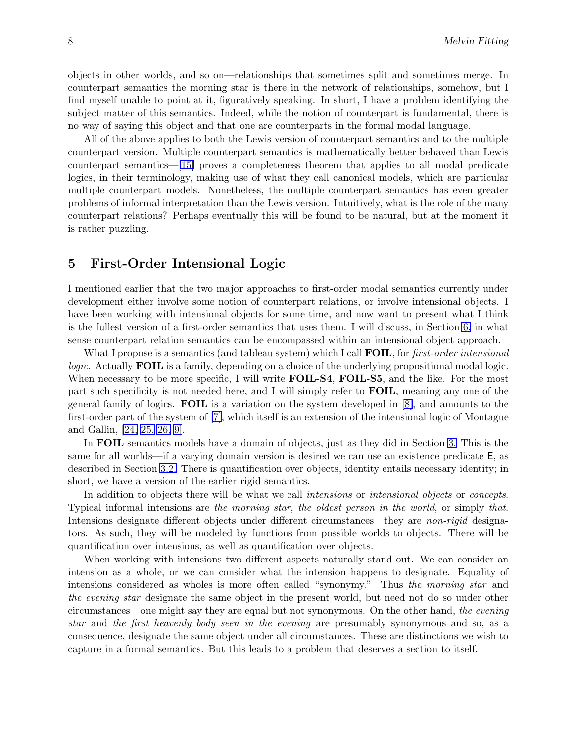objects in other worlds, and so on—relationships that sometimes split and sometimes merge. In counterpart semantics the morning star is there in the network of relationships, somehow, but I find myself unable to point at it, figuratively speaking. In short, I have a problem identifying the subject matter of this semantics. Indeed, while the notion of counterpart is fundamental, there is no way of saying this object and that one are counterparts in the formal modal language.

All of the above applies to both the Lewis version of counterpart semantics and to the multiple counterpart version. Multiple counterpart semantics is mathematically better behaved than Lewis counterpart semantics—[15] proves a completeness theorem that applies to all modal predicate logics, in their terminology, making use of what they call canonical models, which are particular multiple counterpart models. Nonetheless, the multiple counterpart semantics has even greater problems of informal interpretation than the Lewis version. Intuitively, what is the role of the many counterpart relations? Perhaps eventually this will be found to be natural, but at the moment it is rather puzzling.

## 5 First-Order Intensional Logic

I mentioned earlier that the two major approaches to first-order modal semantics currently under development either involve some notion of counterpart relations, or involve intensional objects. I have been working with intensional objects for some time, and now want to present what I think is the fullest version of a first-order semantics that uses them. I will discuss, in Section 6, in what sense counterpart relation semantics can be encompassed within an intensional object approach.

What I propose is a semantics (and tableau system) which I call **FOIL**, for *first-order intensional logic*. Actually **FOIL** is a family, depending on a choice of the underlying propositional modal logic. When necessary to be more specific, I will write **FOIL**-**S4**, **FOIL**-**S5**, and the like. For the most part such specificity is not needed here, and I will simply refer to **FOIL**, meaning any one of the general family of logics. **FOIL** is a variation on the system developed in [8], and amounts to the first-order part of the system of [7], which itself is an extension of the intensional logic of Montague and Gallin, [24, 25, 26, 9].

In **FOIL** semantics models have a domain of objects, just as they did in Section 3. This is the same for all worlds—if a varying domain version is desired we can use an existence predicate E, as described in Section 3.2. There is quantification over objects, identity entails necessary identity; in short, we have a version of the earlier rigid semantics.

In addition to objects there will be what we call *intensions* or *intensional objects* or *concepts*. Typical informal intensions are *the morning star*, *the oldest person in the world*, or simply *that*. Intensions designate different objects under different circumstances—they are *non-rigid* designators. As such, they will be modeled by functions from possible worlds to objects. There will be quantification over intensions, as well as quantification over objects.

When working with intensions two different aspects naturally stand out. We can consider an intension as a whole, or we can consider what the intension happens to designate. Equality of intensions considered as wholes is more often called "synonymy." Thus *the morning star* and *the evening star* designate the same object in the present world, but need not do so under other circumstances—one might say they are equal but not synonymous. On the other hand, *the evening star* and *the first heavenly body seen in the evening* are presumably synonymous and so, as a consequence, designate the same object under all circumstances. These are distinctions we wish to capture in a formal semantics. But this leads to a problem that deserves a section to itself.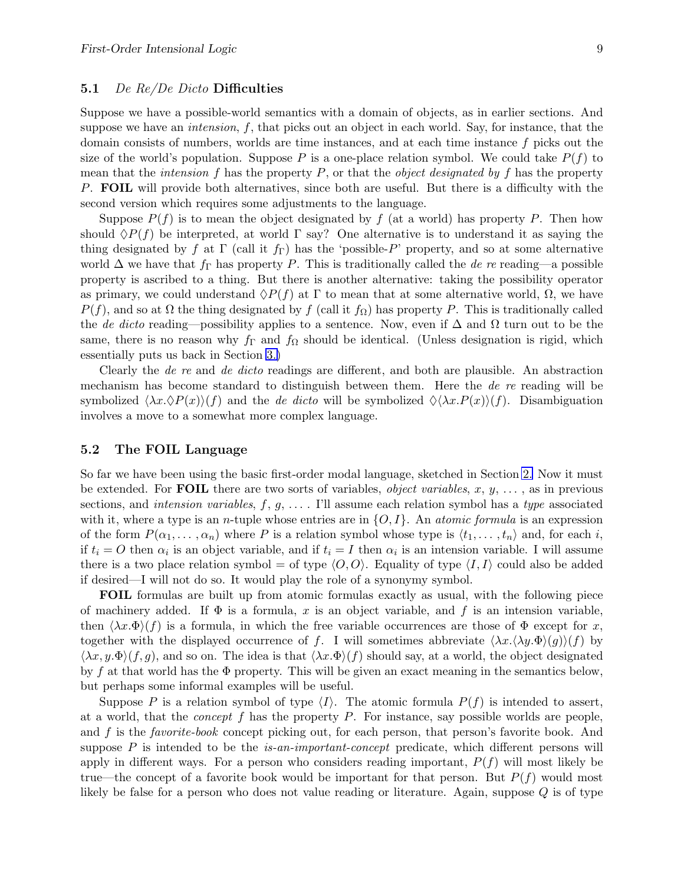### 5.1 *De Re/De Dicto* Difficulties

Suppose we have a possible-world semantics with a domain of objects, as in earlier sections. And suppose we have an *intension*, $f$, that picks out an object in each world. Say, for instance, that the domain consists of numbers, worlds are time instances, and at each time instance $f$ picks out the size of the world's population. Suppose $P$ is a one-place relation symbol. We could take $P(f)$ to mean that the *intension* $f$ has the property $P$, or that the *object designated by* $f$ has the property $P$. **FOIL** will provide both alternatives, since both are useful. But there is a difficulty with the second version which requires some adjustments to the language.

Suppose $P(f)$ is to mean the object designated by $f$ (at a world) has property $P$. Then how should $\Diamond P(f)$ be interpreted, at world $\Gamma$ say? One alternative is to understand it as saying the thing designated by $f$ at $\Gamma$ (call it $f_\Gamma$) has the 'possible-$P$' property, and so at some alternative world $\Delta$ we have that $f_\Gamma$ has property $P$. This is traditionally called the *de re* reading—a possible property is ascribed to a thing. But there is another alternative: taking the possibility operator as primary, we could understand $\Diamond P(f)$ at $\Gamma$ to mean that at some alternative world, $\Omega$, we have $P(f)$, and so at $\Omega$ the thing designated by $f$ (call it $f_\Omega$) has property $P$. This is traditionally called the *de dicto* reading—possibility applies to a sentence. Now, even if $\Delta$ and $\Omega$ turn out to be the same, there is no reason why $f_\Gamma$ and $f_\Omega$ should be identical. (Unless designation is rigid, which essentially puts us back in Section 3.)

Clearly the *de re* and *de dicto* readings are different, and both are plausible. An abstraction mechanism has become standard to distinguish between them. Here the *de re* reading will be symbolized $\langle\lambda x.\Diamond P(x)\rangle(f)$ and the *de dicto* will be symbolized $\Diamond\langle\lambda x.P(x)\rangle(f)$. Disambiguation involves a move to a somewhat more complex language.

### 5.2 The FOIL Language

So far we have been using the basic first-order modal language, sketched in Section 2. Now it must be extended. For **FOIL** there are two sorts of variables, *object variables*, $x$, $y$, ..., as in previous sections, and *intension variables*, $f$, $g$, .... I'll assume each relation symbol has a *type* associated with it, where a type is an $n$-tuple whose entries are in $\{O, I\}$. An *atomic formula* is an expression of the form $P(\alpha_1, \ldots, \alpha_n)$ where $P$ is a relation symbol whose type is $\langle t_1, \ldots, t_n\rangle$ and, for each $i$, if $t_i = O$ then $\alpha_i$ is an object variable, and if $t_i = I$ then $\alpha_i$ is an intension variable. I will assume there is a two place relation symbol $=$ of type $\langle O, O\rangle$. Equality of type $\langle I, I\rangle$ could also be added if desired—I will not do so. It would play the role of a synonymy symbol.

**FOIL** formulas are built up from atomic formulas exactly as usual, with the following piece of machinery added. If $\Phi$ is a formula, $x$ is an object variable, and $f$ is an intension variable, then $\langle\lambda x.\Phi\rangle(f)$ is a formula, in which the free variable occurrences are those of $\Phi$ except for $x$, together with the displayed occurrence of $f$. I will sometimes abbreviate $\langle\lambda x.\langle\lambda y.\Phi\rangle(g)\rangle(f)$ by $\langle\lambda x, y.\Phi\rangle(f, g)$, and so on. The idea is that $\langle\lambda x.\Phi\rangle(f)$ should say, at a world, the object designated by $f$ at that world has the $\Phi$ property. This will be given an exact meaning in the semantics below, but perhaps some informal examples will be useful.

Suppose $P$ is a relation symbol of type $\langle I\rangle$. The atomic formula $P(f)$ is intended to assert, at a world, that the *concept* $f$ has the property $P$. For instance, say possible worlds are people, and $f$ is the *favorite-book* concept picking out, for each person, that person's favorite book. And suppose $P$ is intended to be the *is-an-important-concept* predicate, which different persons will apply in different ways. For a person who considers reading important, $P(f)$ will most likely be true—the concept of a favorite book would be important for that person. But $P(f)$ would most likely be false for a person who does not value reading or literature. Again, suppose $Q$ is of type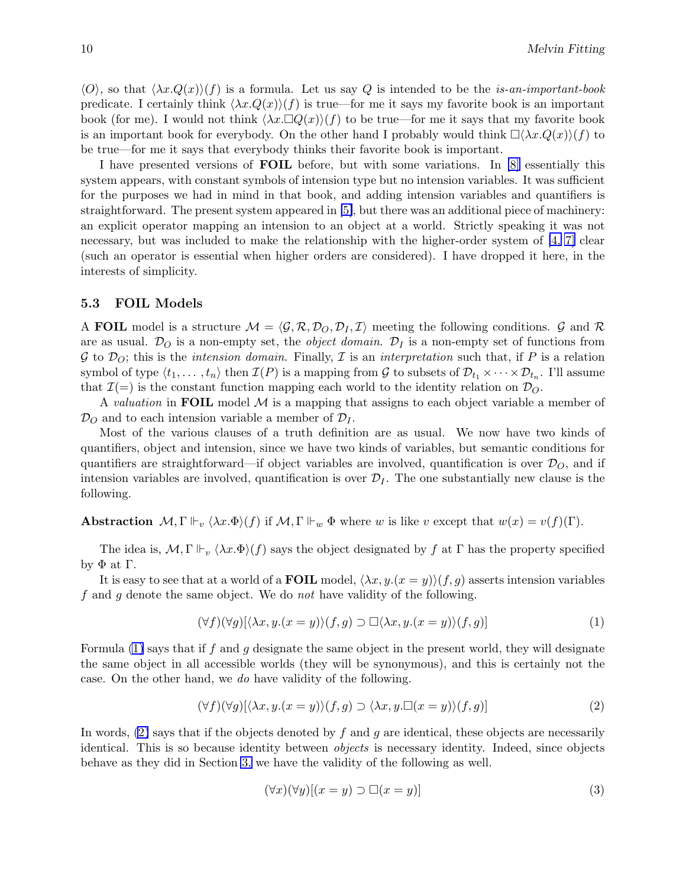$\langle O \rangle$, so that $\langle \lambda x.Q(x) \rangle(f)$ is a formula. Let us say $Q$ is intended to be the *is-an-important-book* predicate. I certainly think $\langle \lambda x.Q(x) \rangle(f)$ is true—for me it says my favorite book is an important book (for me). I would not think $\langle \lambda x.\Box Q(x) \rangle(f)$ to be true—for me it says that my favorite book is an important book for everybody. On the other hand I probably would think $\Box\langle \lambda x.Q(x) \rangle(f)$ to be true—for me it says that everybody thinks their favorite book is important.

I have presented versions of **FOIL** before, but with some variations. In [8] essentially this system appears, with constant symbols of intension type but no intension variables. It was sufficient for the purposes we had in mind in that book, and adding intension variables and quantifiers is straightforward. The present system appeared in [5], but there was an additional piece of machinery: an explicit operator mapping an intension to an object at a world. Strictly speaking it was not necessary, but was included to make the relationship with the higher-order system of [4, 7] clear (such an operator is essential when higher orders are considered). I have dropped it here, in the interests of simplicity.

### 5.3 FOIL Models

A **FOIL** model is a structure $\mathcal{M} = \langle \mathcal{G}, \mathcal{R}, \mathcal{D}_O, \mathcal{D}_I, \mathcal{I} \rangle$ meeting the following conditions. $\mathcal{G}$ and $\mathcal{R}$ are as usual. $\mathcal{D}_O$ is a non-empty set, the *object domain*. $\mathcal{D}_I$ is a non-empty set of functions from $\mathcal{G}$ to $\mathcal{D}_O$; this is the *intension domain*. Finally, $\mathcal{I}$ is an *interpretation* such that, if $P$ is a relation symbol of type $\langle t_1, \ldots, t_n \rangle$ then $\mathcal{I}(P)$ is a mapping from $\mathcal{G}$ to subsets of $\mathcal{D}_{t_1} \times \cdots \times \mathcal{D}_{t_n}$. I'll assume that $\mathcal{I}(=)$ is the constant function mapping each world to the identity relation on $\mathcal{D}_O$.

A *valuation* in **FOIL** model $\mathcal{M}$ is a mapping that assigns to each object variable a member of $\mathcal{D}_O$ and to each intension variable a member of $\mathcal{D}_I$.

Most of the various clauses of a truth definition are as usual. We now have two kinds of quantifiers, object and intension, since we have two kinds of variables, but semantic conditions for quantifiers are straightforward—if object variables are involved, quantification is over $\mathcal{D}_O$, and if intension variables are involved, quantification is over $\mathcal{D}_I$. The one substantially new clause is the following.

**Abstraction** $\mathcal{M}, \Gamma \Vdash_v \langle \lambda x.\Phi \rangle(f)$ if $\mathcal{M}, \Gamma \Vdash_w \Phi$ where $w$ is like $v$ except that $w(x) = v(f)(\Gamma)$.

The idea is, $\mathcal{M}, \Gamma \Vdash_v \langle \lambda x.\Phi \rangle(f)$ says the object designated by $f$ at $\Gamma$ has the property specified by $\Phi$ at $\Gamma$.

It is easy to see that at a world of a **FOIL** model, $\langle \lambda x, y.(x = y) \rangle(f, g)$ asserts intension variables $f$ and $g$ denote the same object. We do *not* have validity of the following.

$$(\forall f)(\forall g)[\langle \lambda x, y.(x = y) \rangle(f, g) \supset \Box\langle \lambda x, y.(x = y) \rangle(f, g)] \tag{1}$$

Formula (1) says that if $f$ and $g$ designate the same object in the present world, they will designate the same object in all accessible worlds (they will be synonymous), and this is certainly not the case. On the other hand, we *do* have validity of the following.

$$(\forall f)(\forall g)[\langle \lambda x, y.(x = y) \rangle(f, g) \supset \langle \lambda x, y.\Box(x = y) \rangle(f, g)] \tag{2}$$

In words, (2) says that if the objects denoted by $f$ and $g$ are identical, these objects are necessarily identical. This is so because identity between *objects* is necessary identity. Indeed, since objects behave as they did in Section 3, we have the validity of the following as well.

$$(\forall x)(\forall y)[(x = y) \supset \Box(x = y)] \tag{3}$$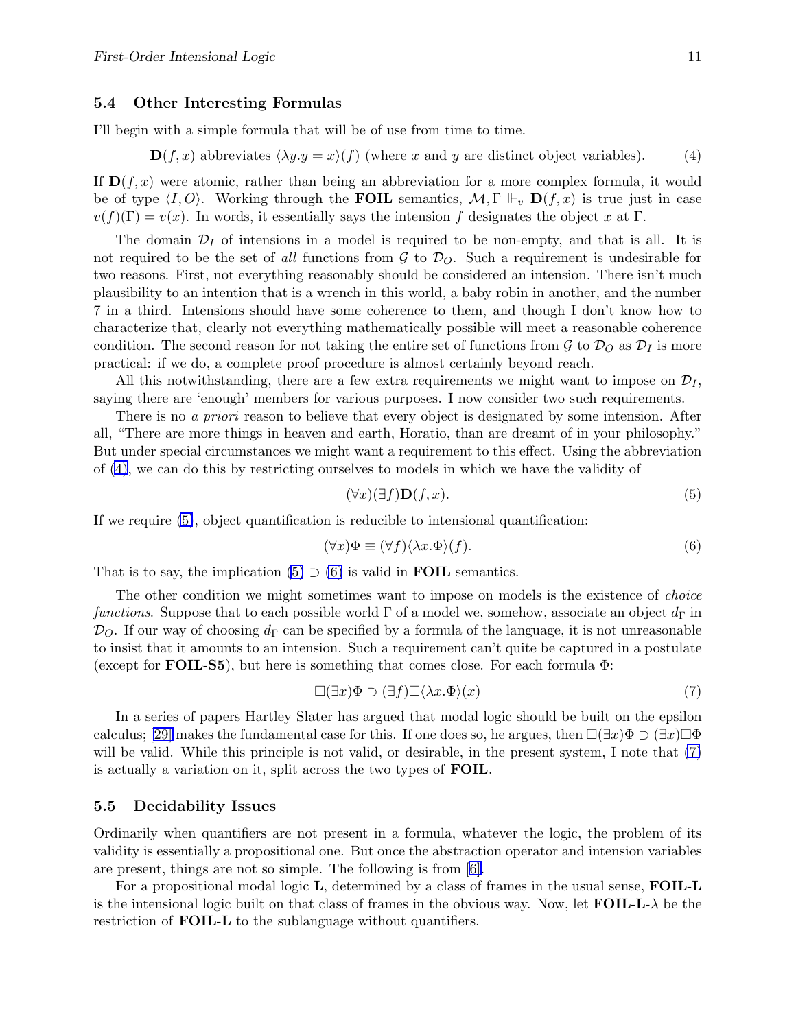### 5.4 Other Interesting Formulas

I'll begin with a simple formula that will be of use from time to time.

$$\mathbf{D}(f, x) \text{ abbreviates } \langle \lambda y.y = x \rangle(f) \text{ (where } x \text{ and } y \text{ are distinct object variables).} \tag{4}$$

If $\mathbf{D}(f, x)$ were atomic, rather than being an abbreviation for a more complex formula, it would be of type $\langle I, O \rangle$. Working through the **FOIL** semantics, $\mathcal{M}, \Gamma \Vdash_v \mathbf{D}(f, x)$ is true just in case $v(f)(\Gamma) = v(x)$. In words, it essentially says the intension $f$ designates the object $x$ at $\Gamma$.

The domain $\mathcal{D}_I$ of intensions in a model is required to be non-empty, and that is all. It is not required to be the set of *all* functions from $\mathcal{G}$ to $\mathcal{D}_O$. Such a requirement is undesirable for two reasons. First, not everything reasonably should be considered an intension. There isn't much plausibility to an intention that is a wrench in this world, a baby robin in another, and the number 7 in a third. Intensions should have some coherence to them, and though I don't know how to characterize that, clearly not everything mathematically possible will meet a reasonable coherence condition. The second reason for not taking the entire set of functions from $\mathcal{G}$ to $\mathcal{D}_O$ as $\mathcal{D}_I$ is more practical: if we do, a complete proof procedure is almost certainly beyond reach.

All this notwithstanding, there are a few extra requirements we might want to impose on $\mathcal{D}_I$, saying there are 'enough' members for various purposes. I now consider two such requirements.

There is no *a priori* reason to believe that every object is designated by some intension. After all, "There are more things in heaven and earth, Horatio, than are dreamt of in your philosophy." But under special circumstances we might want a requirement to this effect. Using the abbreviation of (4), we can do this by restricting ourselves to models in which we have the validity of

$$(\forall x)(\exists f)\mathbf{D}(f, x). \tag{5}$$

If we require (5), object quantification is reducible to intensional quantification:

$$(\forall x)\Phi \equiv (\forall f)\langle \lambda x.\Phi \rangle(f). \tag{6}$$

That is to say, the implication (5) $\supset$ (6) is valid in **FOIL** semantics.

The other condition we might sometimes want to impose on models is the existence of *choice functions*. Suppose that to each possible world $\Gamma$ of a model we, somehow, associate an object $d_\Gamma$ in $\mathcal{D}_O$. If our way of choosing $d_\Gamma$ can be specified by a formula of the language, it is not unreasonable to insist that it amounts to an intension. Such a requirement can't quite be captured in a postulate (except for **FOIL-S5**), but here is something that comes close. For each formula $\Phi$:

$$\Box(\exists x)\Phi \supset (\exists f)\Box\langle \lambda x.\Phi \rangle(x) \tag{7}$$

In a series of papers Hartley Slater has argued that modal logic should be built on the epsilon calculus; [29] makes the fundamental case for this. If one does so, he argues, then $\Box(\exists x)\Phi \supset (\exists x)\Box\Phi$ will be valid. While this principle is not valid, or desirable, in the present system, I note that (7) is actually a variation on it, split across the two types of **FOIL**.

### 5.5 Decidability Issues

Ordinarily when quantifiers are not present in a formula, whatever the logic, the problem of its validity is essentially a propositional one. But once the abstraction operator and intension variables are present, things are not so simple. The following is from [6].

For a propositional modal logic **L**, determined by a class of frames in the usual sense, **FOIL-L** is the intensional logic built on that class of frames in the obvious way. Now, let **FOIL-L-**$\lambda$ be the restriction of **FOIL-L** to the sublanguage without quantifiers.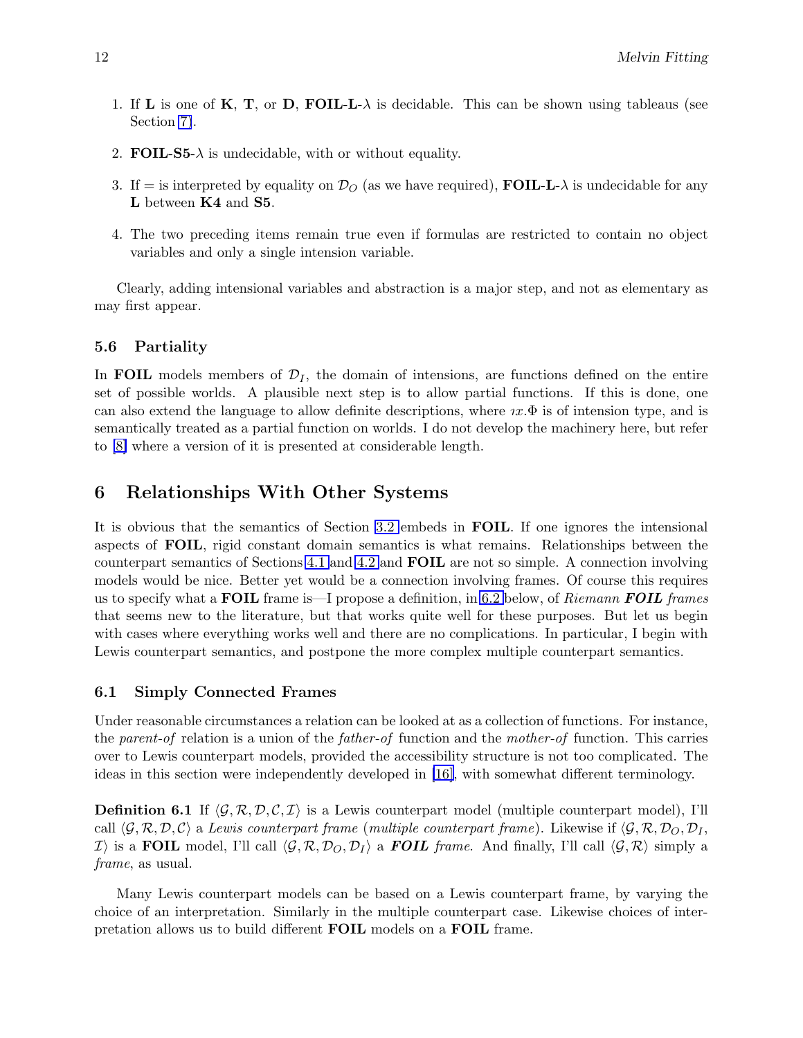1. If **L** is one of **K**, **T**, or **D**, **FOIL**-**L**-$\lambda$ is decidable. This can be shown using tableaus (see Section 7).

2. **FOIL**-**S5**-$\lambda$ is undecidable, with or without equality.

3. If $=$ is interpreted by equality on $\mathcal{D}_O$ (as we have required), **FOIL**-**L**-$\lambda$ is undecidable for any **L** between **K4** and **S5**.

4. The two preceding items remain true even if formulas are restricted to contain no object variables and only a single intension variable.

Clearly, adding intensional variables and abstraction is a major step, and not as elementary as may first appear.

### 5.6 Partiality

In **FOIL** models members of $\mathcal{D}_I$, the domain of intensions, are functions defined on the entire set of possible worlds. A plausible next step is to allow partial functions. If this is done, one can also extend the language to allow definite descriptions, where $\imath x.\Phi$ is of intension type, and is semantically treated as a partial function on worlds. I do not develop the machinery here, but refer to [8] where a version of it is presented at considerable length.

## 6 Relationships With Other Systems

It is obvious that the semantics of Section 3.2 embeds in **FOIL**. If one ignores the intensional aspects of **FOIL**, rigid constant domain semantics is what remains. Relationships between the counterpart semantics of Sections 4.1 and 4.2 and **FOIL** are not so simple. A connection involving models would be nice. Better yet would be a connection involving frames. Of course this requires us to specify what a **FOIL** frame is—I propose a definition, in 6.2 below, of *Riemann **FOIL** frames* that seems new to the literature, but that works quite well for these purposes. But let us begin with cases where everything works well and there are no complications. In particular, I begin with Lewis counterpart semantics, and postpone the more complex multiple counterpart semantics.

### 6.1 Simply Connected Frames

Under reasonable circumstances a relation can be looked at as a collection of functions. For instance, the *parent-of* relation is a union of the *father-of* function and the *mother-of* function. This carries over to Lewis counterpart models, provided the accessibility structure is not too complicated. The ideas in this section were independently developed in [16], with somewhat different terminology.

**Definition 6.1** If $\langle \mathcal{G}, \mathcal{R}, \mathcal{D}, \mathcal{C}, \mathcal{I} \rangle$ is a Lewis counterpart model (multiple counterpart model), I'll call $\langle \mathcal{G}, \mathcal{R}, \mathcal{D}, \mathcal{C} \rangle$ a *Lewis counterpart frame* (*multiple counterpart frame*). Likewise if $\langle \mathcal{G}, \mathcal{R}, \mathcal{D}_O, \mathcal{D}_I, \mathcal{I} \rangle$ is a **FOIL** model, I'll call $\langle \mathcal{G}, \mathcal{R}, \mathcal{D}_O, \mathcal{D}_I \rangle$ a ***FOIL** frame*. And finally, I'll call $\langle \mathcal{G}, \mathcal{R} \rangle$ simply a *frame*, as usual.

Many Lewis counterpart models can be based on a Lewis counterpart frame, by varying the choice of an interpretation. Similarly in the multiple counterpart case. Likewise choices of interpretation allows us to build different **FOIL** models on a **FOIL** frame.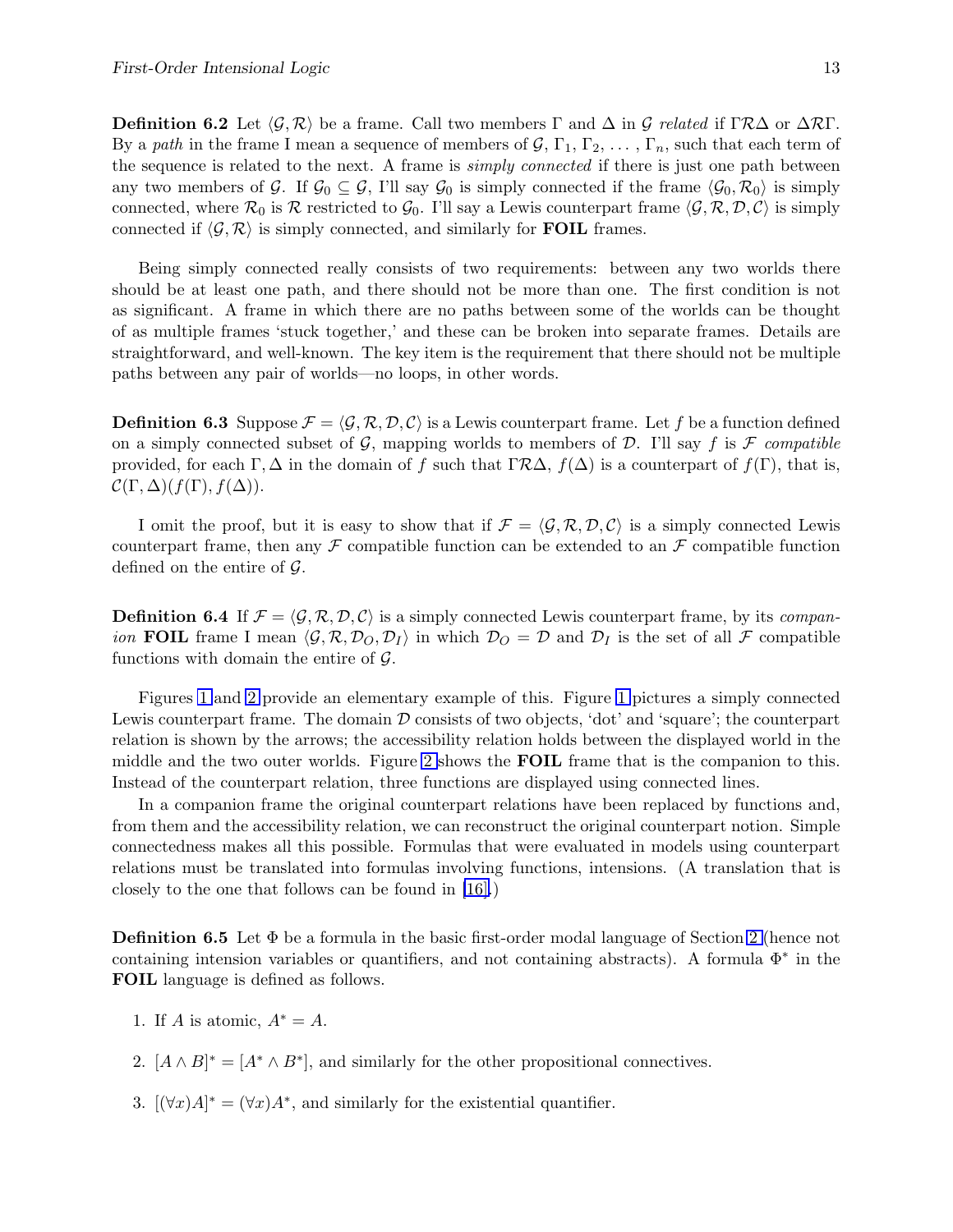**Definition 6.2** Let $\langle \mathcal{G}, \mathcal{R} \rangle$ be a frame. Call two members $\Gamma$ and $\Delta$ in $\mathcal{G}$ *related* if $\Gamma \mathcal{R} \Delta$ or $\Delta \mathcal{R} \Gamma$. By a *path* in the frame I mean a sequence of members of $\mathcal{G}$, $\Gamma_1, \Gamma_2, \ldots, \Gamma_n$, such that each term of the sequence is related to the next. A frame is *simply connected* if there is just one path between any two members of $\mathcal{G}$. If $\mathcal{G}_0 \subseteq \mathcal{G}$, I'll say $\mathcal{G}_0$ is simply connected if the frame $\langle \mathcal{G}_0, \mathcal{R}_0 \rangle$ is simply connected, where $\mathcal{R}_0$ is $\mathcal{R}$ restricted to $\mathcal{G}_0$. I'll say a Lewis counterpart frame $\langle \mathcal{G}, \mathcal{R}, \mathcal{D}, \mathcal{C} \rangle$ is simply connected if $\langle \mathcal{G}, \mathcal{R} \rangle$ is simply connected, and similarly for **FOIL** frames.

Being simply connected really consists of two requirements: between any two worlds there should be at least one path, and there should not be more than one. The first condition is not as significant. A frame in which there are no paths between some of the worlds can be thought of as multiple frames 'stuck together,' and these can be broken into separate frames. Details are straightforward, and well-known. The key item is the requirement that there should not be multiple paths between any pair of worlds—no loops, in other words.

**Definition 6.3** Suppose $\mathcal{F} = \langle \mathcal{G}, \mathcal{R}, \mathcal{D}, \mathcal{C} \rangle$ is a Lewis counterpart frame. Let $f$ be a function defined on a simply connected subset of $\mathcal{G}$, mapping worlds to members of $\mathcal{D}$. I'll say $f$ is $\mathcal{F}$ *compatible* provided, for each $\Gamma, \Delta$ in the domain of $f$ such that $\Gamma \mathcal{R} \Delta$, $f(\Delta)$ is a counterpart of $f(\Gamma)$, that is, $\mathcal{C}(\Gamma, \Delta)(f(\Gamma), f(\Delta))$.

I omit the proof, but it is easy to show that if $\mathcal{F} = \langle \mathcal{G}, \mathcal{R}, \mathcal{D}, \mathcal{C} \rangle$ is a simply connected Lewis counterpart frame, then any $\mathcal{F}$ compatible function can be extended to an $\mathcal{F}$ compatible function defined on the entire of $\mathcal{G}$.

**Definition 6.4** If $\mathcal{F} = \langle \mathcal{G}, \mathcal{R}, \mathcal{D}, \mathcal{C} \rangle$ is a simply connected Lewis counterpart frame, by its *companion* **FOIL** frame I mean $\langle \mathcal{G}, \mathcal{R}, \mathcal{D}_O, \mathcal{D}_I \rangle$ in which $\mathcal{D}_O = \mathcal{D}$ and $\mathcal{D}_I$ is the set of all $\mathcal{F}$ compatible functions with domain the entire of $\mathcal{G}$.

Figures 1 and 2 provide an elementary example of this. Figure 1 pictures a simply connected Lewis counterpart frame. The domain $\mathcal{D}$ consists of two objects, 'dot' and 'square'; the counterpart relation is shown by the arrows; the accessibility relation holds between the displayed world in the middle and the two outer worlds. Figure 2 shows the **FOIL** frame that is the companion to this. Instead of the counterpart relation, three functions are displayed using connected lines.

In a companion frame the original counterpart relations have been replaced by functions and, from them and the accessibility relation, we can reconstruct the original counterpart notion. Simple connectedness makes all this possible. Formulas that were evaluated in models using counterpart relations must be translated into formulas involving functions, intensions. (A translation that is closely to the one that follows can be found in [16].)

**Definition 6.5** Let $\Phi$ be a formula in the basic first-order modal language of Section 2 (hence not containing intension variables or quantifiers, and not containing abstracts). A formula $\Phi^*$ in the **FOIL** language is defined as follows.

1. If $A$ is atomic, $A^* = A$.
2. $[A \wedge B]^* = [A^* \wedge B^*]$, and similarly for the other propositional connectives.
3. $[(\forall x)A]^* = (\forall x)A^*$, and similarly for the existential quantifier.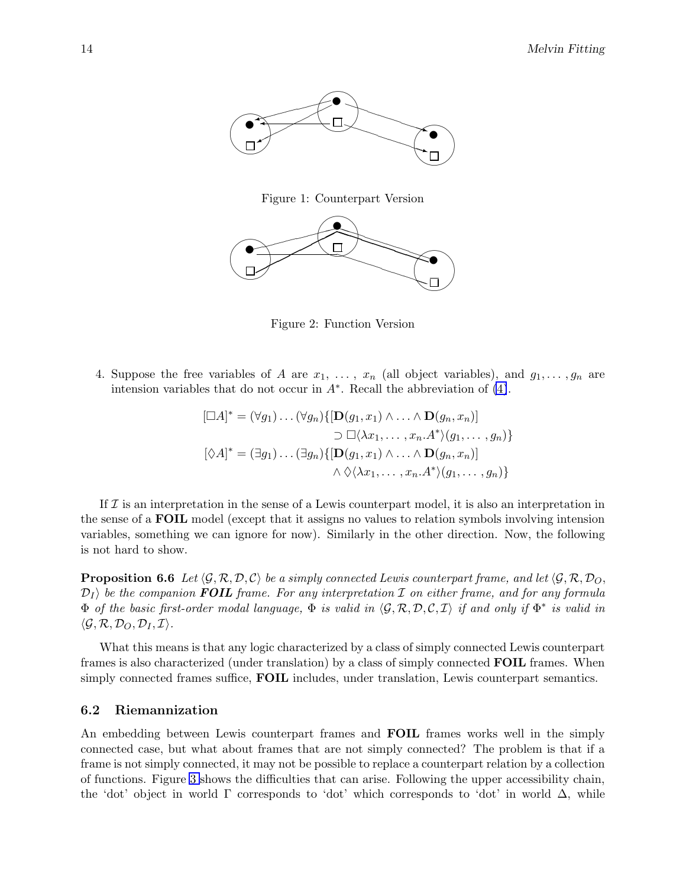Figure 1: Counterpart Version

Figure 2: Function Version

4. Suppose the free variables of $A$ are $x_1, \ldots, x_n$ (all object variables), and $g_1, \ldots, g_n$ are intension variables that do not occur in $A^*$. Recall the abbreviation of (4).

$$
\begin{aligned}
[\Box A]^* = (\forall g_1) \ldots (\forall g_n)\{[\mathbf{D}(g_1, x_1) \wedge \ldots \wedge \mathbf{D}(g_n, x_n)] \\
\supset \Box\langle\lambda x_1, \ldots, x_n.A^*\rangle(g_1, \ldots, g_n)\} \\
[\Diamond A]^* = (\exists g_1) \ldots (\exists g_n)\{[\mathbf{D}(g_1, x_1) \wedge \ldots \wedge \mathbf{D}(g_n, x_n)] \\
\wedge \Diamond\langle\lambda x_1, \ldots, x_n.A^*\rangle(g_1, \ldots, g_n)\}
\end{aligned}
$$

If $\mathcal{I}$ is an interpretation in the sense of a Lewis counterpart model, it is also an interpretation in the sense of a **FOIL** model (except that it assigns no values to relation symbols involving intension variables, something we can ignore for now). Similarly in the other direction. Now, the following is not hard to show.

**Proposition 6.6** *Let $\langle \mathcal{G}, \mathcal{R}, \mathcal{D}, \mathcal{C}\rangle$ be a simply connected Lewis counterpart frame, and let $\langle \mathcal{G}, \mathcal{R}, \mathcal{D}_O, \mathcal{D}_I\rangle$ be the companion **FOIL** frame. For any interpretation $\mathcal{I}$ on either frame, and for any formula $\Phi$ of the basic first-order modal language, $\Phi$ is valid in $\langle \mathcal{G}, \mathcal{R}, \mathcal{D}, \mathcal{C}, \mathcal{I}\rangle$ if and only if $\Phi^*$ is valid in $\langle \mathcal{G}, \mathcal{R}, \mathcal{D}_O, \mathcal{D}_I, \mathcal{I}\rangle$.*

What this means is that any logic characterized by a class of simply connected Lewis counterpart frames is also characterized (under translation) by a class of simply connected **FOIL** frames. When simply connected frames suffice, **FOIL** includes, under translation, Lewis counterpart semantics.

### 6.2 Riemannization

An embedding between Lewis counterpart frames and **FOIL** frames works well in the simply connected case, but what about frames that are not simply connected? The problem is that if a frame is not simply connected, it may not be possible to replace a counterpart relation by a collection of functions. Figure 3 shows the difficulties that can arise. Following the upper accessibility chain, the 'dot' object in world $\Gamma$ corresponds to 'dot' which corresponds to 'dot' in world $\Delta$, while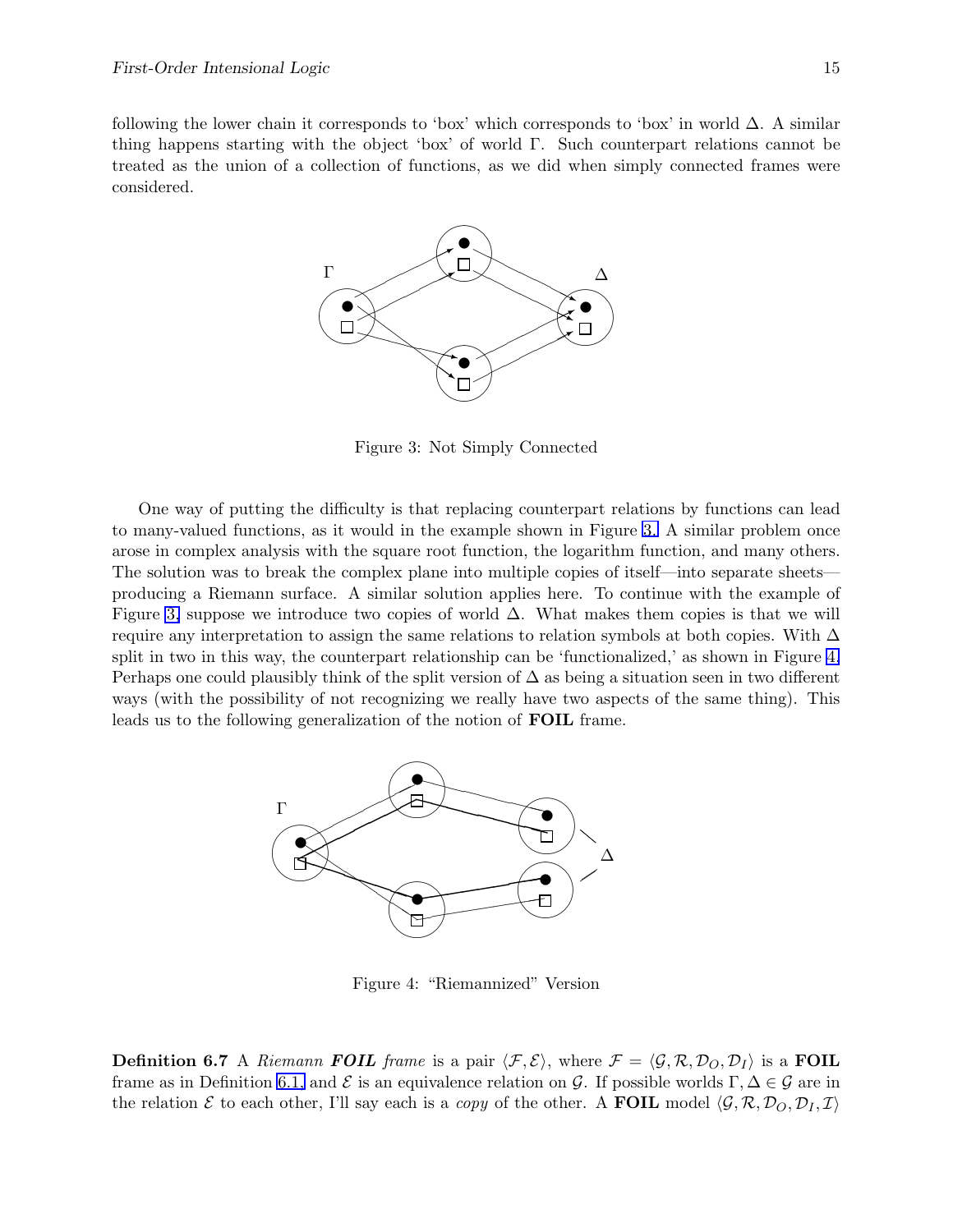following the lower chain it corresponds to 'box' which corresponds to 'box' in world $\Delta$. A similar thing happens starting with the object 'box' of world $\Gamma$. Such counterpart relations cannot be treated as the union of a collection of functions, as we did when simply connected frames were considered.

$\Gamma$

$\Delta$

Figure 3: Not Simply Connected

One way of putting the difficulty is that replacing counterpart relations by functions can lead to many-valued functions, as it would in the example shown in Figure 3. A similar problem once arose in complex analysis with the square root function, the logarithm function, and many others. The solution was to break the complex plane into multiple copies of itself—into separate sheets—producing a Riemann surface. A similar solution applies here. To continue with the example of Figure 3, suppose we introduce two copies of world $\Delta$. What makes them copies is that we will require any interpretation to assign the same relations to relation symbols at both copies. With $\Delta$ split in two in this way, the counterpart relationship can be 'functionalized,' as shown in Figure 4. Perhaps one could plausibly think of the split version of $\Delta$ as being a situation seen in two different ways (with the possibility of not recognizing we really have two aspects of the same thing). This leads us to the following generalization of the notion of **FOIL** frame.

$\Gamma$

$\Delta$

Figure 4: "Riemannized" Version

**Definition 6.7** A *Riemann **FOIL** frame* is a pair $\langle \mathcal{F}, \mathcal{E} \rangle$, where $\mathcal{F} = \langle \mathcal{G}, \mathcal{R}, \mathcal{D}_O, \mathcal{D}_I \rangle$ is a **FOIL** frame as in Definition 6.1, and $\mathcal{E}$ is an equivalence relation on $\mathcal{G}$. If possible worlds $\Gamma, \Delta \in \mathcal{G}$ are in the relation $\mathcal{E}$ to each other, I'll say each is a *copy* of the other. A **FOIL** model $\langle \mathcal{G}, \mathcal{R}, \mathcal{D}_O, \mathcal{D}_I, \mathcal{I} \rangle$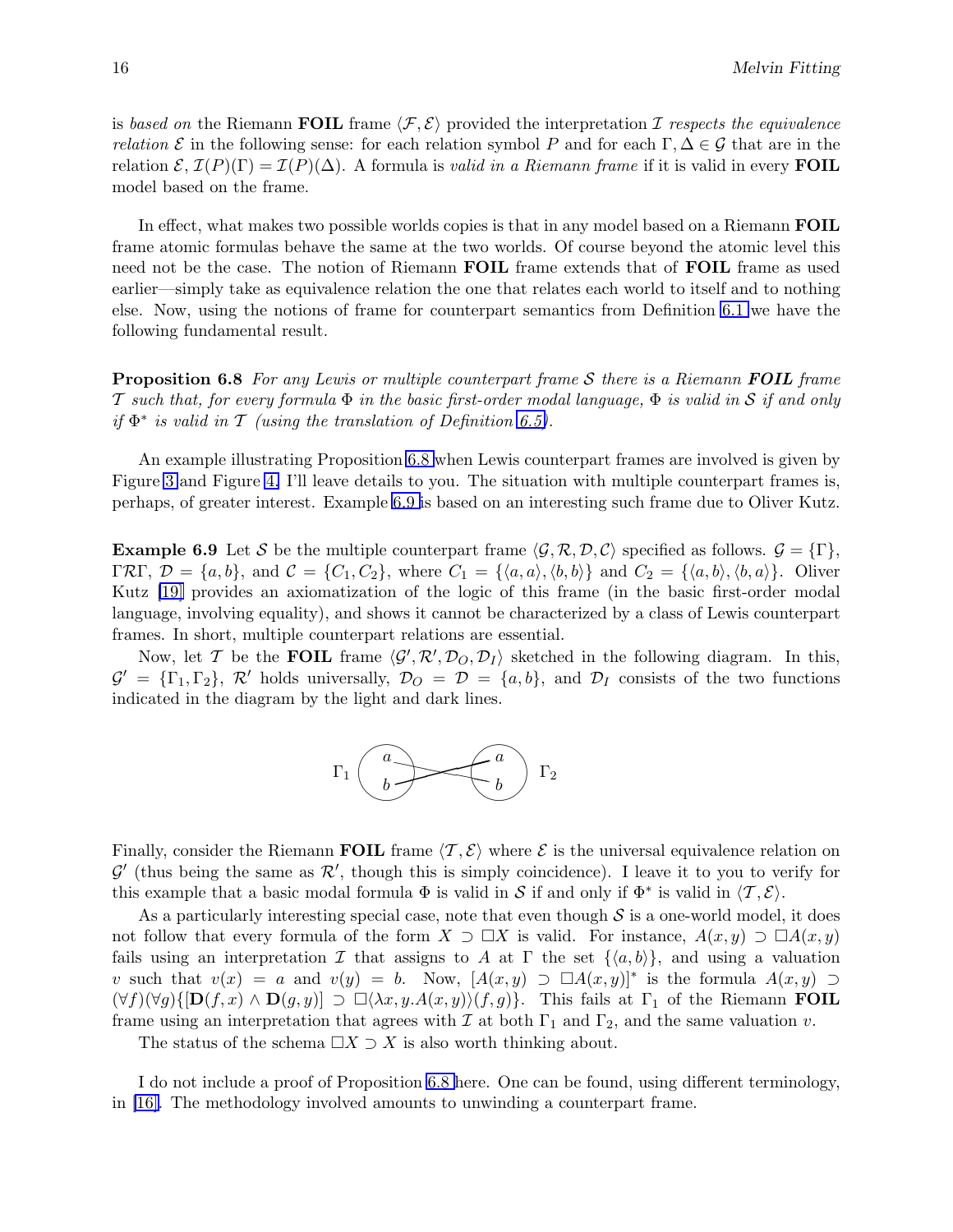is *based on* the Riemann **FOIL** frame $\langle \mathcal{F}, \mathcal{E} \rangle$ provided the interpretation $\mathcal{I}$ *respects the equivalence relation* $\mathcal{E}$ in the following sense: for each relation symbol $P$ and for each $\Gamma, \Delta \in \mathcal{G}$ that are in the relation $\mathcal{E}$, $\mathcal{I}(P)(\Gamma) = \mathcal{I}(P)(\Delta)$. A formula is *valid in a Riemann frame* if it is valid in every **FOIL** model based on the frame.

In effect, what makes two possible worlds copies is that in any model based on a Riemann **FOIL** frame atomic formulas behave the same at the two worlds. Of course beyond the atomic level this need not be the case. The notion of Riemann **FOIL** frame extends that of **FOIL** frame as used earlier—simply take as equivalence relation the one that relates each world to itself and to nothing else. Now, using the notions of frame for counterpart semantics from Definition 6.1 we have the following fundamental result.

**Proposition 6.8** *For any Lewis or multiple counterpart frame $\mathcal{S}$ there is a Riemann **FOIL** frame $\mathcal{T}$ such that, for every formula $\Phi$ in the basic first-order modal language, $\Phi$ is valid in $\mathcal{S}$ if and only if $\Phi^*$ is valid in $\mathcal{T}$ (using the translation of Definition 6.5).*

An example illustrating Proposition 6.8 when Lewis counterpart frames are involved is given by Figure 3 and Figure 4. I'll leave details to you. The situation with multiple counterpart frames is, perhaps, of greater interest. Example 6.9 is based on an interesting such frame due to Oliver Kutz.

**Example 6.9** Let $\mathcal{S}$ be the multiple counterpart frame $\langle \mathcal{G}, \mathcal{R}, \mathcal{D}, \mathcal{C} \rangle$ specified as follows. $\mathcal{G} = \{\Gamma\}$, $\Gamma \mathcal{R} \Gamma$, $\mathcal{D} = \{a, b\}$, and $\mathcal{C} = \{C_1, C_2\}$, where $C_1 = \{\langle a, a \rangle, \langle b, b \rangle\}$ and $C_2 = \{\langle a, b \rangle, \langle b, a \rangle\}$. Oliver Kutz [19] provides an axiomatization of the logic of this frame (in the basic first-order modal language, involving equality), and shows it cannot be characterized by a class of Lewis counterpart frames. In short, multiple counterpart relations are essential.

Now, let $\mathcal{T}$ be the **FOIL** frame $\langle \mathcal{G}', \mathcal{R}', \mathcal{D}_O, \mathcal{D}_I \rangle$ sketched in the following diagram. In this, $\mathcal{G}' = \{\Gamma_1, \Gamma_2\}$, $\mathcal{R}'$ holds universally, $\mathcal{D}_O = \mathcal{D} = \{a, b\}$, and $\mathcal{D}_I$ consists of the two functions indicated in the diagram by the light and dark lines.

$\Gamma_1$ a b — a b $\Gamma_2$

Finally, consider the Riemann **FOIL** frame $\langle \mathcal{T}, \mathcal{E} \rangle$ where $\mathcal{E}$ is the universal equivalence relation on $\mathcal{G}'$ (thus being the same as $\mathcal{R}'$, though this is simply coincidence). I leave it to you to verify for this example that a basic modal formula $\Phi$ is valid in $\mathcal{S}$ if and only if $\Phi^*$ is valid in $\langle \mathcal{T}, \mathcal{E} \rangle$.

As a particularly interesting special case, note that even though $\mathcal{S}$ is a one-world model, it does not follow that every formula of the form $X \supset \Box X$ is valid. For instance, $A(x, y) \supset \Box A(x, y)$ fails using an interpretation $\mathcal{I}$ that assigns to $A$ at $\Gamma$ the set $\{\langle a, b \rangle\}$, and using a valuation $v$ such that $v(x) = a$ and $v(y) = b$. Now, $[A(x, y) \supset \Box A(x, y)]^*$ is the formula $A(x, y) \supset (\forall f)(\forall g)\{[\mathbf{D}(f, x) \wedge \mathbf{D}(g, y)] \supset \Box \langle \lambda x, y.A(x, y) \rangle (f, g)\}$. This fails at $\Gamma_1$ of the Riemann **FOIL** frame using an interpretation that agrees with $\mathcal{I}$ at both $\Gamma_1$ and $\Gamma_2$, and the same valuation $v$.

The status of the schema $\Box X \supset X$ is also worth thinking about.

I do not include a proof of Proposition 6.8 here. One can be found, using different terminology, in [16]. The methodology involved amounts to unwinding a counterpart frame.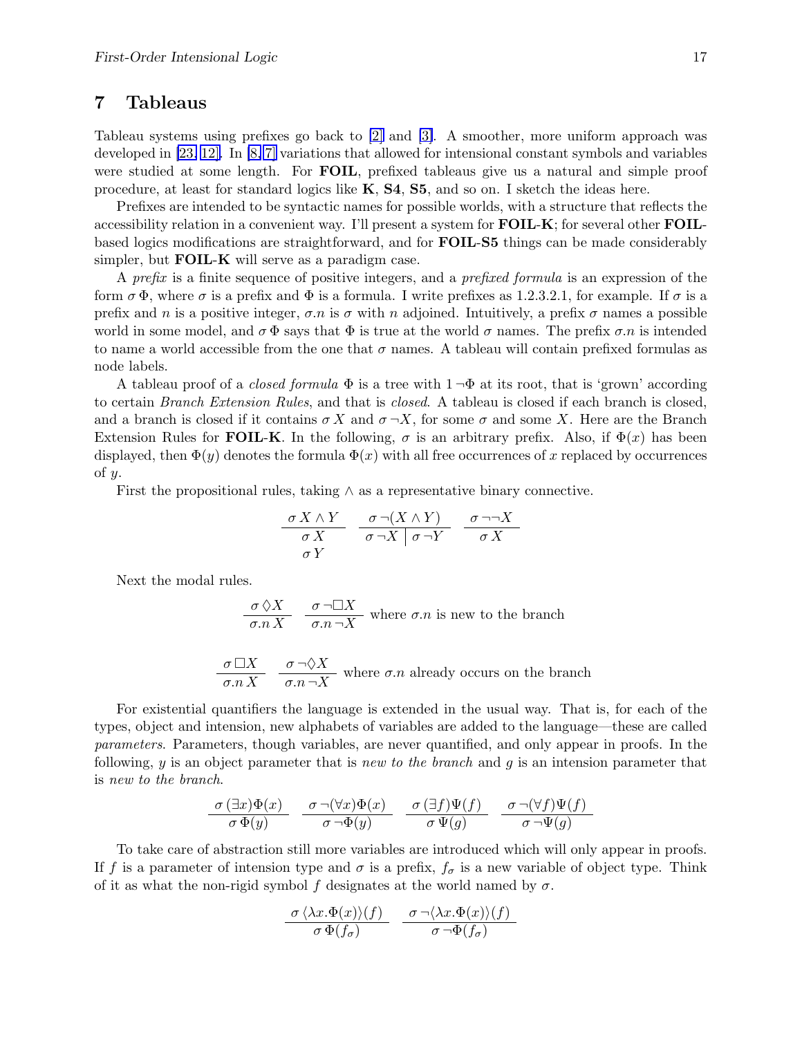## 7 Tableaus

Tableau systems using prefixes go back to [2] and [3]. A smoother, more uniform approach was developed in [23, 12]. In [8, 7] variations that allowed for intensional constant symbols and variables were studied at some length. For **FOIL**, prefixed tableaus give us a natural and simple proof procedure, at least for standard logics like **K**, **S4**, **S5**, and so on. I sketch the ideas here.

Prefixes are intended to be syntactic names for possible worlds, with a structure that reflects the accessibility relation in a convenient way. I'll present a system for **FOIL-K**; for several other **FOIL**-based logics modifications are straightforward, and for **FOIL-S5** things can be made considerably simpler, but **FOIL-K** will serve as a paradigm case.

A *prefix* is a finite sequence of positive integers, and a *prefixed formula* is an expression of the form $\sigma\,\Phi$, where $\sigma$ is a prefix and $\Phi$ is a formula. I write prefixes as 1.2.3.2.1, for example. If $\sigma$ is a prefix and $n$ is a positive integer, $\sigma.n$ is $\sigma$ with $n$ adjoined. Intuitively, a prefix $\sigma$ names a possible world in some model, and $\sigma\,\Phi$ says that $\Phi$ is true at the world $\sigma$ names. The prefix $\sigma.n$ is intended to name a world accessible from the one that $\sigma$ names. A tableau will contain prefixed formulas as node labels.

A tableau proof of a *closed formula* $\Phi$ is a tree with $1\,\neg\Phi$ at its root, that is 'grown' according to certain *Branch Extension Rules*, and that is *closed*. A tableau is closed if each branch is closed, and a branch is closed if it contains $\sigma\,X$ and $\sigma\,\neg X$, for some $\sigma$ and some $X$. Here are the Branch Extension Rules for **FOIL-K**. In the following, $\sigma$ is an arbitrary prefix. Also, if $\Phi(x)$ has been displayed, then $\Phi(y)$ denotes the formula $\Phi(x)$ with all free occurrences of $x$ replaced by occurrences of $y$.

First the propositional rules, taking $\wedge$ as a representative binary connective.

$$\frac{\sigma\, X \wedge Y}{\begin{array}{c}\sigma\, X\\ \sigma\, Y\end{array}} \qquad \frac{\sigma\,\neg(X \wedge Y)}{\sigma\,\neg X \mid \sigma\,\neg Y} \qquad \frac{\sigma\,\neg\neg X}{\sigma\, X}$$

Next the modal rules.

$$\frac{\sigma\,\Diamond X}{\sigma.n\, X} \qquad \frac{\sigma\,\neg\Box X}{\sigma.n\,\neg X} \quad \text{where } \sigma.n \text{ is new to the branch}$$

$$\frac{\sigma\,\Box X}{\sigma.n\, X} \qquad \frac{\sigma\,\neg\Diamond X}{\sigma.n\,\neg X} \quad \text{where } \sigma.n \text{ already occurs on the branch}$$

For existential quantifiers the language is extended in the usual way. That is, for each of the types, object and intension, new alphabets of variables are added to the language—these are called *parameters*. Parameters, though variables, are never quantified, and only appear in proofs. In the following, $y$ is an object parameter that is *new to the branch* and $g$ is an intension parameter that is *new to the branch*.

$$\frac{\sigma\,(\exists x)\Phi(x)}{\sigma\,\Phi(y)} \qquad \frac{\sigma\,\neg(\forall x)\Phi(x)}{\sigma\,\neg\Phi(y)} \qquad \frac{\sigma\,(\exists f)\Psi(f)}{\sigma\,\Psi(g)} \qquad \frac{\sigma\,\neg(\forall f)\Psi(f)}{\sigma\,\neg\Psi(g)}$$

To take care of abstraction still more variables are introduced which will only appear in proofs. If $f$ is a parameter of intension type and $\sigma$ is a prefix, $f_\sigma$ is a new variable of object type. Think of it as what the non-rigid symbol $f$ designates at the world named by $\sigma$.

$$\frac{\sigma\,\langle\lambda x.\Phi(x)\rangle(f)}{\sigma\,\Phi(f_\sigma)} \qquad \frac{\sigma\,\neg\langle\lambda x.\Phi(x)\rangle(f)}{\sigma\,\neg\Phi(f_\sigma)}$$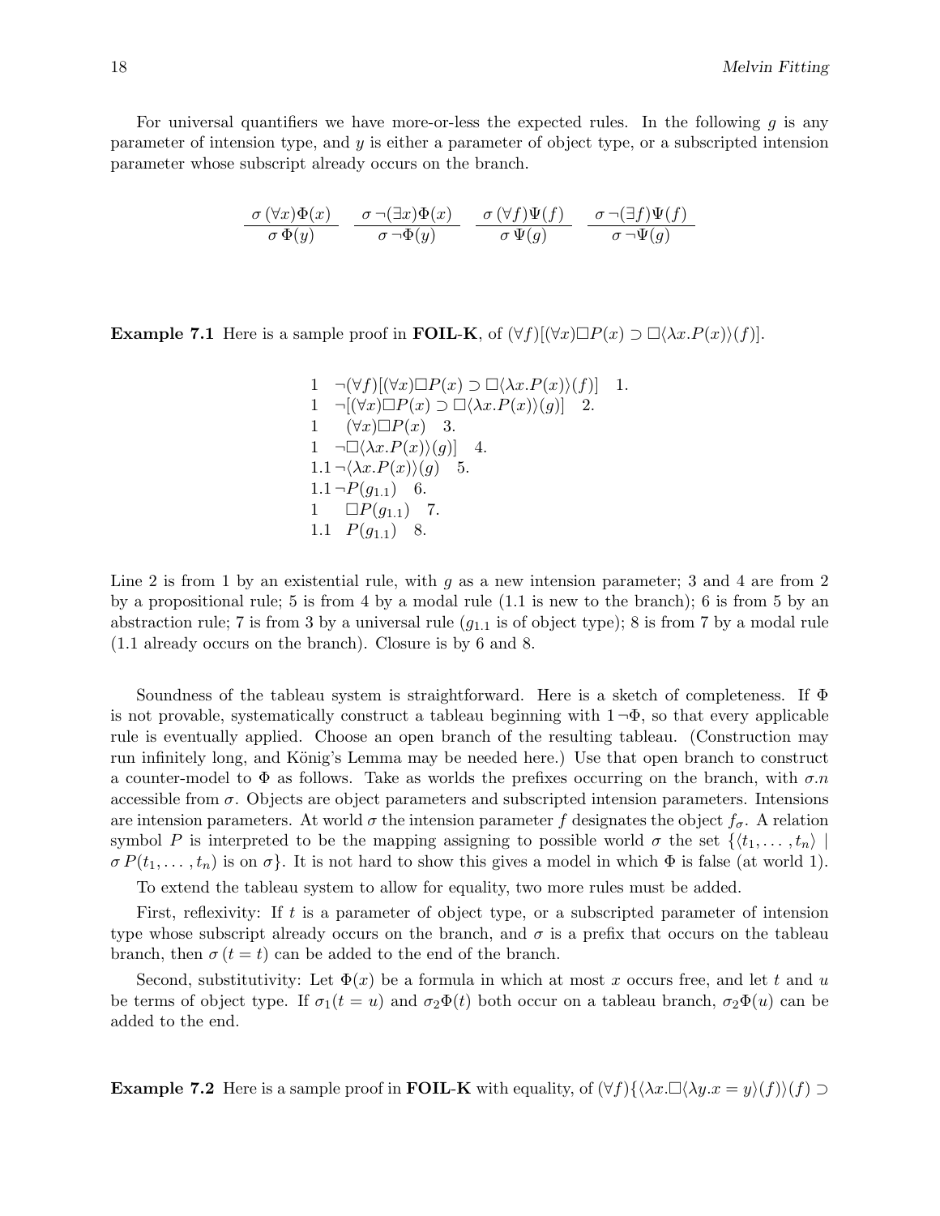For universal quantifiers we have more-or-less the expected rules. In the following $g$ is any parameter of intension type, and $y$ is either a parameter of object type, or a subscripted intension parameter whose subscript already occurs on the branch.

$$\frac{\sigma\,(\forall x)\Phi(x)}{\sigma\,\Phi(y)} \quad \frac{\sigma\,\neg(\exists x)\Phi(x)}{\sigma\,\neg\Phi(y)} \quad \frac{\sigma\,(\forall f)\Psi(f)}{\sigma\,\Psi(g)} \quad \frac{\sigma\,\neg(\exists f)\Psi(f)}{\sigma\,\neg\Psi(g)}$$

**Example 7.1** Here is a sample proof in **FOIL-K**, of $(\forall f)[(\forall x)\Box P(x) \supset \Box\langle\lambda x.P(x)\rangle(f)]$.

$$\begin{array}{ll}
1 & \neg(\forall f)[(\forall x)\Box P(x) \supset \Box\langle\lambda x.P(x)\rangle(f)] \quad 1. \\
1 & \neg[(\forall x)\Box P(x) \supset \Box\langle\lambda x.P(x)\rangle(g)] \quad 2. \\
1 & \quad (\forall x)\Box P(x) \quad 3. \\
1 & \neg\Box\langle\lambda x.P(x)\rangle(g)] \quad 4. \\
1.1 & \neg\langle\lambda x.P(x)\rangle(g) \quad 5. \\
1.1 & \neg P(g_{1.1}) \quad 6. \\
1 & \quad \Box P(g_{1.1}) \quad 7. \\
1.1 & \quad P(g_{1.1}) \quad 8.
\end{array}$$

Line 2 is from 1 by an existential rule, with $g$ as a new intension parameter; 3 and 4 are from 2 by a propositional rule; 5 is from 4 by a modal rule (1.1 is new to the branch); 6 is from 5 by an abstraction rule; 7 is from 3 by a universal rule ($g_{1.1}$ is of object type); 8 is from 7 by a modal rule (1.1 already occurs on the branch). Closure is by 6 and 8.

Soundness of the tableau system is straightforward. Here is a sketch of completeness. If $\Phi$ is not provable, systematically construct a tableau beginning with $1\,\neg\Phi$, so that every applicable rule is eventually applied. Choose an open branch of the resulting tableau. (Construction may run infinitely long, and König's Lemma may be needed here.) Use that open branch to construct a counter-model to $\Phi$ as follows. Take as worlds the prefixes occurring on the branch, with $\sigma.n$ accessible from $\sigma$. Objects are object parameters and subscripted intension parameters. Intensions are intension parameters. At world $\sigma$ the intension parameter $f$ designates the object $f_\sigma$. A relation symbol $P$ is interpreted to be the mapping assigning to possible world $\sigma$ the set $\{\langle t_1, \ldots, t_n\rangle \mid \sigma\,P(t_1, \ldots, t_n) \text{ is on } \sigma\}$. It is not hard to show this gives a model in which $\Phi$ is false (at world 1).

To extend the tableau system to allow for equality, two more rules must be added.

First, reflexivity: If $t$ is a parameter of object type, or a subscripted parameter of intension type whose subscript already occurs on the branch, and $\sigma$ is a prefix that occurs on the tableau branch, then $\sigma\,(t = t)$ can be added to the end of the branch.

Second, substitutivity: Let $\Phi(x)$ be a formula in which at most $x$ occurs free, and let $t$ and $u$ be terms of object type. If $\sigma_1(t = u)$ and $\sigma_2\Phi(t)$ both occur on a tableau branch, $\sigma_2\Phi(u)$ can be added to the end.

**Example 7.2** Here is a sample proof in **FOIL-K** with equality, of $(\forall f)\{\langle\lambda x.\Box\langle\lambda y.x = y\rangle(f)\rangle(f) \supset$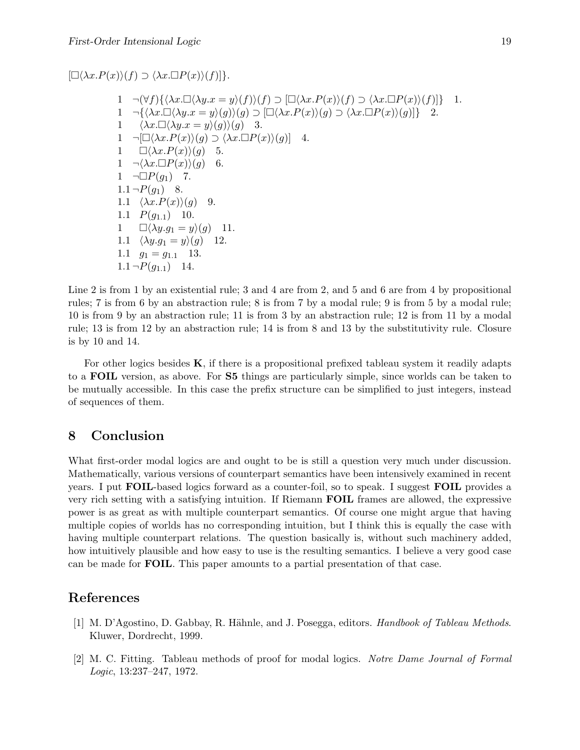$[\Box\langle\lambda x.P(x)\rangle(f) \supset \langle\lambda x.\Box P(x)\rangle(f)]\}$.

$$
\begin{array}{lll}
1 & \neg(\forall f)\{\langle\lambda x.\Box\langle\lambda y.x = y\rangle(f)\rangle(f) \supset [\Box\langle\lambda x.P(x)\rangle(f) \supset \langle\lambda x.\Box P(x)\rangle(f)]\} & 1. \\
1 & \neg\{\langle\lambda x.\Box\langle\lambda y.x = y\rangle(g)\rangle(g) \supset [\Box\langle\lambda x.P(x)\rangle(g) \supset \langle\lambda x.\Box P(x)\rangle(g)]\} & 2. \\
1 & \langle\lambda x.\Box\langle\lambda y.x = y\rangle(g)\rangle(g) & 3. \\
1 & \neg[\Box\langle\lambda x.P(x)\rangle(g) \supset \langle\lambda x.\Box P(x)\rangle(g)] & 4. \\
1 & \Box\langle\lambda x.P(x)\rangle(g) & 5. \\
1 & \neg\langle\lambda x.\Box P(x)\rangle(g) & 6. \\
1 & \neg\Box P(g_1) & 7. \\
1.1 & \neg P(g_1) & 8. \\
1.1 & \langle\lambda x.P(x)\rangle(g) & 9. \\
1.1 & P(g_{1.1}) & 10. \\
1 & \Box\langle\lambda y.g_1 = y\rangle(g) & 11. \\
1.1 & \langle\lambda y.g_1 = y\rangle(g) & 12. \\
1.1 & g_1 = g_{1.1} & 13. \\
1.1 & \neg P(g_{1.1}) & 14.
\end{array}
$$

Line 2 is from 1 by an existential rule; 3 and 4 are from 2, and 5 and 6 are from 4 by propositional rules; 7 is from 6 by an abstraction rule; 8 is from 7 by a modal rule; 9 is from 5 by a modal rule; 10 is from 9 by an abstraction rule; 11 is from 3 by an abstraction rule; 12 is from 11 by a modal rule; 13 is from 12 by an abstraction rule; 14 is from 8 and 13 by the substitutivity rule. Closure is by 10 and 14.

For other logics besides **K**, if there is a propositional prefixed tableau system it readily adapts to a **FOIL** version, as above. For **S5** things are particularly simple, since worlds can be taken to be mutually accessible. In this case the prefix structure can be simplified to just integers, instead of sequences of them.

## 8 Conclusion

What first-order modal logics are and ought to be is still a question very much under discussion. Mathematically, various versions of counterpart semantics have been intensively examined in recent years. I put **FOIL**-based logics forward as a counter-foil, so to speak. I suggest **FOIL** provides a very rich setting with a satisfying intuition. If Riemann **FOIL** frames are allowed, the expressive power is as great as with multiple counterpart semantics. Of course one might argue that having multiple copies of worlds has no corresponding intuition, but I think this is equally the case with having multiple counterpart relations. The question basically is, without such machinery added, how intuitively plausible and how easy to use is the resulting semantics. I believe a very good case can be made for **FOIL**. This paper amounts to a partial presentation of that case.

## References

[1] M. D'Agostino, D. Gabbay, R. Hähnle, and J. Posegga, editors. *Handbook of Tableau Methods*. Kluwer, Dordrecht, 1999.

[2] M. C. Fitting. Tableau methods of proof for modal logics. *Notre Dame Journal of Formal Logic*, 13:237–247, 1972.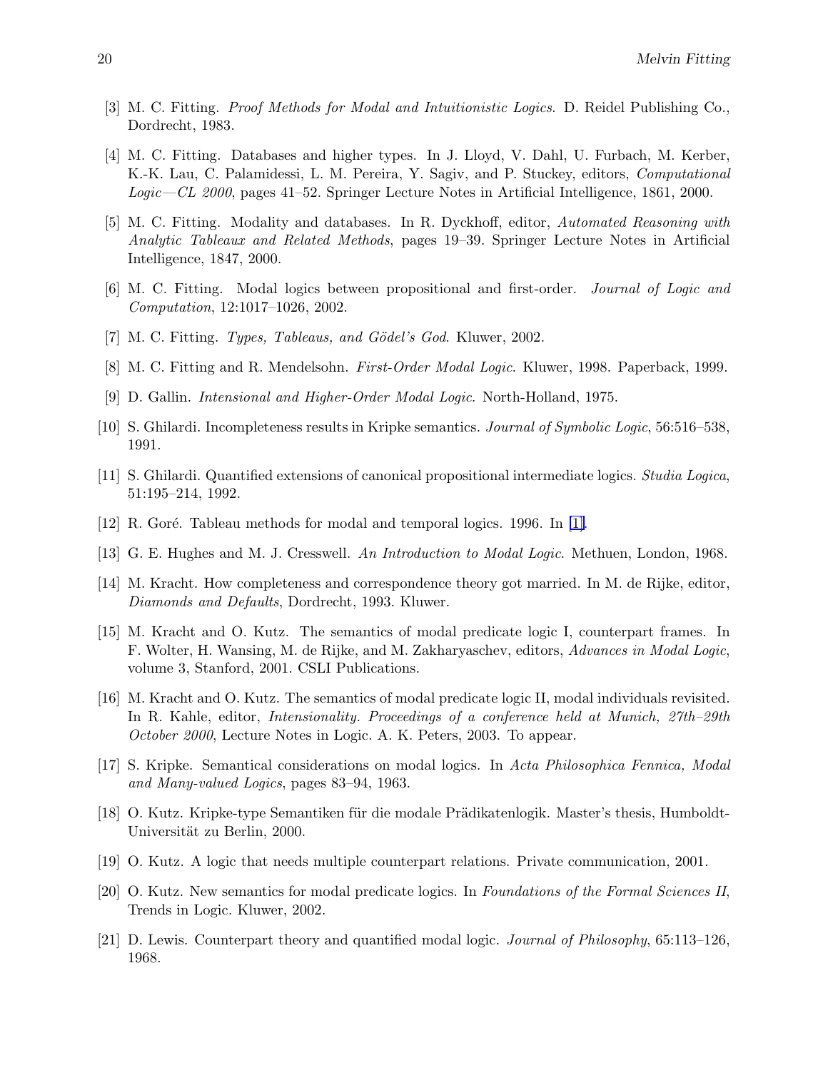[3] M. C. Fitting. *Proof Methods for Modal and Intuitionistic Logics*. D. Reidel Publishing Co., Dordrecht, 1983.

[4] M. C. Fitting. Databases and higher types. In J. Lloyd, V. Dahl, U. Furbach, M. Kerber, K.-K. Lau, C. Palamidessi, L. M. Pereira, Y. Sagiv, and P. Stuckey, editors, *Computational Logic—CL 2000*, pages 41–52. Springer Lecture Notes in Artificial Intelligence, 1861, 2000.

[5] M. C. Fitting. Modality and databases. In R. Dyckhoff, editor, *Automated Reasoning with Analytic Tableaux and Related Methods*, pages 19–39. Springer Lecture Notes in Artificial Intelligence, 1847, 2000.

[6] M. C. Fitting. Modal logics between propositional and first-order. *Journal of Logic and Computation*, 12:1017–1026, 2002.

[7] M. C. Fitting. *Types, Tableaus, and Gödel's God*. Kluwer, 2002.

[8] M. C. Fitting and R. Mendelsohn. *First-Order Modal Logic*. Kluwer, 1998. Paperback, 1999.

[9] D. Gallin. *Intensional and Higher-Order Modal Logic*. North-Holland, 1975.

[10] S. Ghilardi. Incompleteness results in Kripke semantics. *Journal of Symbolic Logic*, 56:516–538, 1991.

[11] S. Ghilardi. Quantified extensions of canonical propositional intermediate logics. *Studia Logica*, 51:195–214, 1992.

[12] R. Goré. Tableau methods for modal and temporal logics. 1996. In [1].

[13] G. E. Hughes and M. J. Cresswell. *An Introduction to Modal Logic*. Methuen, London, 1968.

[14] M. Kracht. How completeness and correspondence theory got married. In M. de Rijke, editor, *Diamonds and Defaults*, Dordrecht, 1993. Kluwer.

[15] M. Kracht and O. Kutz. The semantics of modal predicate logic I, counterpart frames. In F. Wolter, H. Wansing, M. de Rijke, and M. Zakharyaschev, editors, *Advances in Modal Logic*, volume 3, Stanford, 2001. CSLI Publications.

[16] M. Kracht and O. Kutz. The semantics of modal predicate logic II, modal individuals revisited. In R. Kahle, editor, *Intensionality. Proceedings of a conference held at Munich, 27th–29th October 2000*, Lecture Notes in Logic. A. K. Peters, 2003. To appear.

[17] S. Kripke. Semantical considerations on modal logics. In *Acta Philosophica Fennica, Modal and Many-valued Logics*, pages 83–94, 1963.

[18] O. Kutz. Kripke-type Semantiken für die modale Prädikatenlogik. Master's thesis, Humboldt-Universität zu Berlin, 2000.

[19] O. Kutz. A logic that needs multiple counterpart relations. Private communication, 2001.

[20] O. Kutz. New semantics for modal predicate logics. In *Foundations of the Formal Sciences II*, Trends in Logic. Kluwer, 2002.

[21] D. Lewis. Counterpart theory and quantified modal logic. *Journal of Philosophy*, 65:113–126, 1968.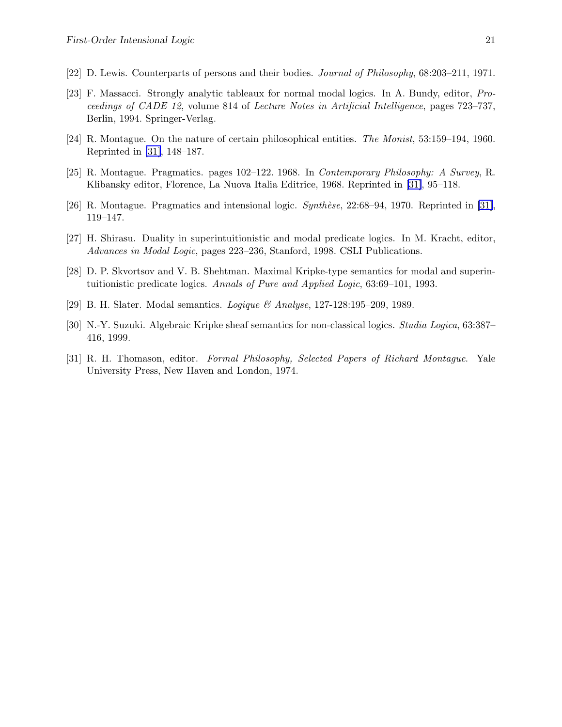[22] D. Lewis. Counterparts of persons and their bodies. *Journal of Philosophy*, 68:203–211, 1971.

[23] F. Massacci. Strongly analytic tableaux for normal modal logics. In A. Bundy, editor, *Proceedings of CADE 12*, volume 814 of *Lecture Notes in Artificial Intelligence*, pages 723–737, Berlin, 1994. Springer-Verlag.

[24] R. Montague. On the nature of certain philosophical entities. *The Monist*, 53:159–194, 1960. Reprinted in [31], 148–187.

[25] R. Montague. Pragmatics. pages 102–122. 1968. In *Contemporary Philosophy: A Survey*, R. Klibansky editor, Florence, La Nuova Italia Editrice, 1968. Reprinted in [31], 95–118.

[26] R. Montague. Pragmatics and intensional logic. *Synthèse*, 22:68–94, 1970. Reprinted in [31], 119–147.

[27] H. Shirasu. Duality in superintuitionistic and modal predicate logics. In M. Kracht, editor, *Advances in Modal Logic*, pages 223–236, Stanford, 1998. CSLI Publications.

[28] D. P. Skvortsov and V. B. Shehtman. Maximal Kripke-type semantics for modal and superintuitionistic predicate logics. *Annals of Pure and Applied Logic*, 63:69–101, 1993.

[29] B. H. Slater. Modal semantics. *Logique & Analyse*, 127-128:195–209, 1989.

[30] N.-Y. Suzuki. Algebraic Kripke sheaf semantics for non-classical logics. *Studia Logica*, 63:387–416, 1999.

[31] R. H. Thomason, editor. *Formal Philosophy, Selected Papers of Richard Montague*. Yale University Press, New Haven and London, 1974.